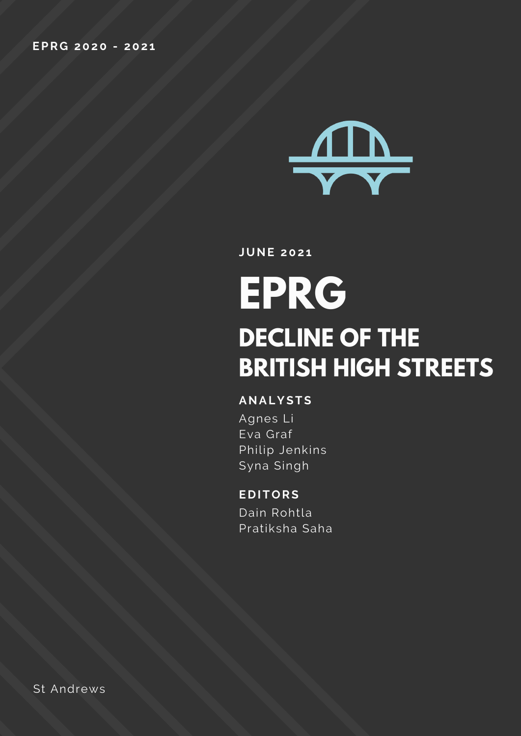EPRG 2020 - 2021

JUNE 2021

# EPRG

## DECLINE OF THE BRITISH HIGH STREETS

**ANALYSTS**

Agnes Li
Eva Graf
Philip Jenkins
Syna Singh

**EDITORS**

Dain Rohtla
Pratiksha Saha

St Andrews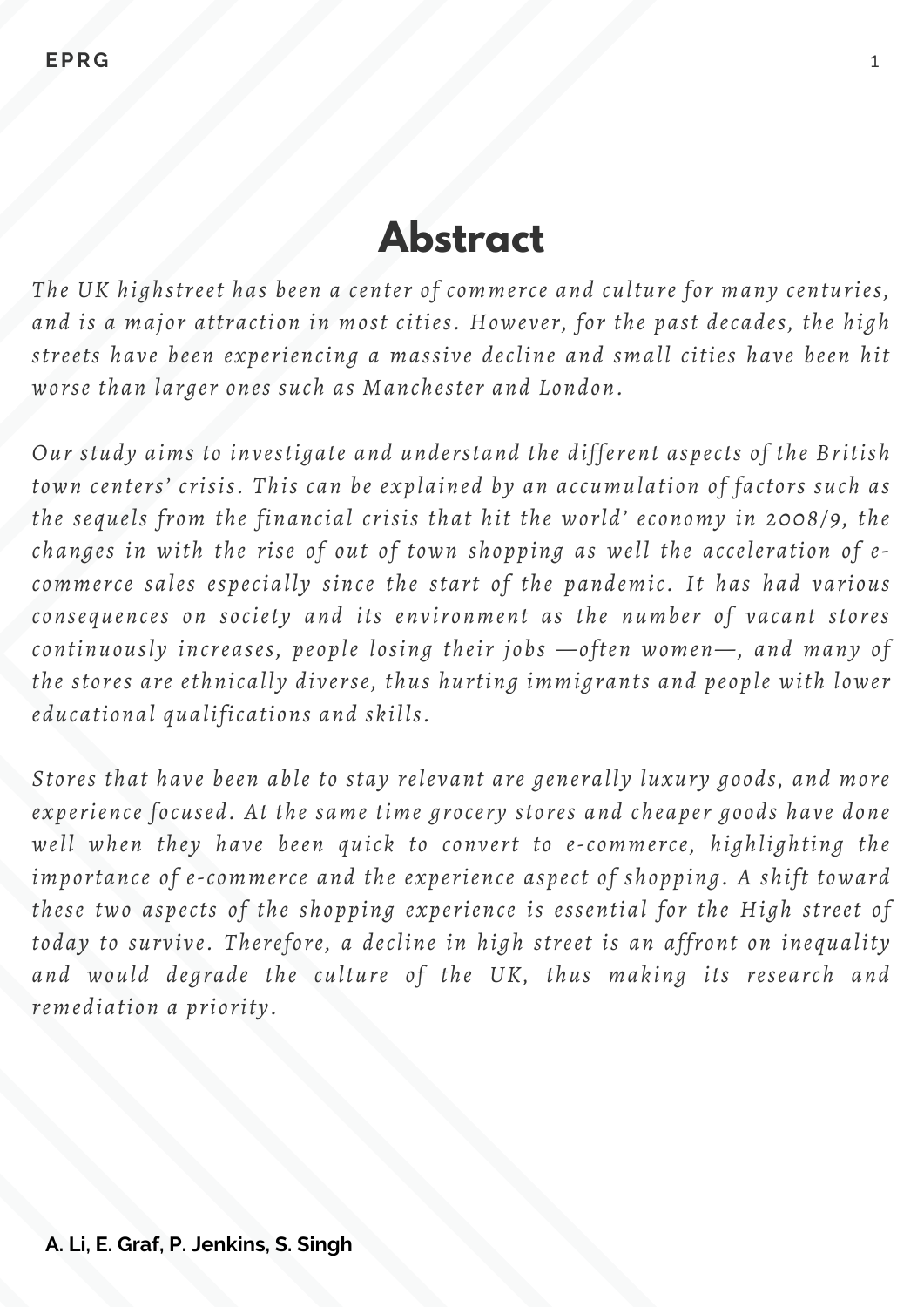# Abstract

*The UK highstreet has been a center of commerce and culture for many centuries, and is a major attraction in most cities. However, for the past decades, the high streets have been experiencing a massive decline and small cities have been hit worse than larger ones such as Manchester and London.*

*Our study aims to investigate and understand the different aspects of the British town centers' crisis. This can be explained by an accumulation of factors such as the sequels from the financial crisis that hit the world' economy in 2008/9, the changes in with the rise of out of town shopping as well the acceleration of e-commerce sales especially since the start of the pandemic. It has had various consequences on society and its environment as the number of vacant stores continuously increases, people losing their jobs —often women—, and many of the stores are ethnically diverse, thus hurting immigrants and people with lower educational qualifications and skills.*

*Stores that have been able to stay relevant are generally luxury goods, and more experience focused. At the same time grocery stores and cheaper goods have done well when they have been quick to convert to e-commerce, highlighting the importance of e-commerce and the experience aspect of shopping. A shift toward these two aspects of the shopping experience is essential for the High street of today to survive. Therefore, a decline in high street is an affront on inequality and would degrade the culture of the UK, thus making its research and remediation a priority.*

**A. Li, E. Graf, P. Jenkins, S. Singh**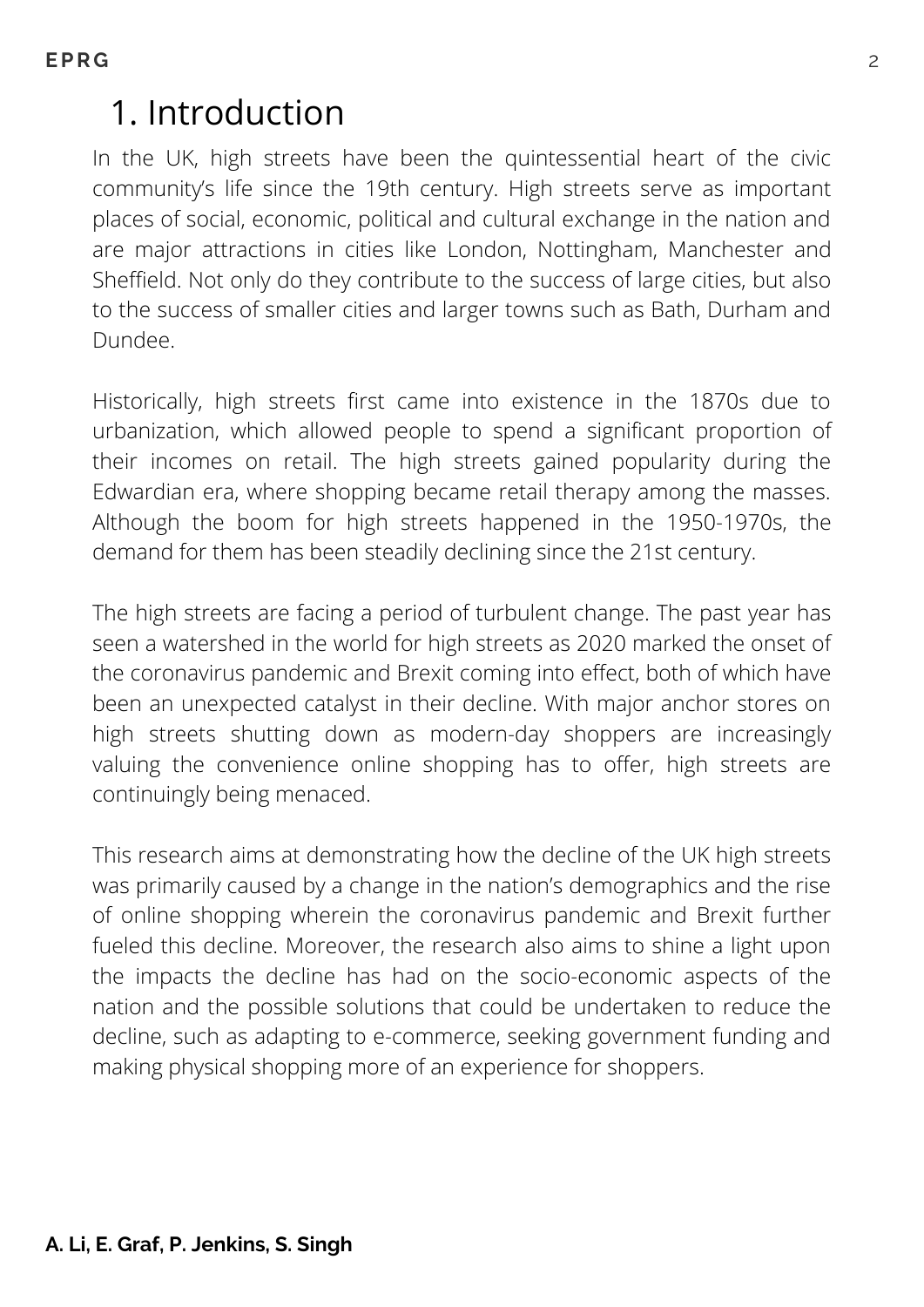# 1. Introduction

In the UK, high streets have been the quintessential heart of the civic community's life since the 19th century. High streets serve as important places of social, economic, political and cultural exchange in the nation and are major attractions in cities like London, Nottingham, Manchester and Sheffield. Not only do they contribute to the success of large cities, but also to the success of smaller cities and larger towns such as Bath, Durham and Dundee.

Historically, high streets first came into existence in the 1870s due to urbanization, which allowed people to spend a significant proportion of their incomes on retail. The high streets gained popularity during the Edwardian era, where shopping became retail therapy among the masses. Although the boom for high streets happened in the 1950-1970s, the demand for them has been steadily declining since the 21st century.

The high streets are facing a period of turbulent change. The past year has seen a watershed in the world for high streets as 2020 marked the onset of the coronavirus pandemic and Brexit coming into effect, both of which have been an unexpected catalyst in their decline. With major anchor stores on high streets shutting down as modern-day shoppers are increasingly valuing the convenience online shopping has to offer, high streets are continuingly being menaced.

This research aims at demonstrating how the decline of the UK high streets was primarily caused by a change in the nation's demographics and the rise of online shopping wherein the coronavirus pandemic and Brexit further fueled this decline. Moreover, the research also aims to shine a light upon the impacts the decline has had on the socio-economic aspects of the nation and the possible solutions that could be undertaken to reduce the decline, such as adapting to e-commerce, seeking government funding and making physical shopping more of an experience for shoppers.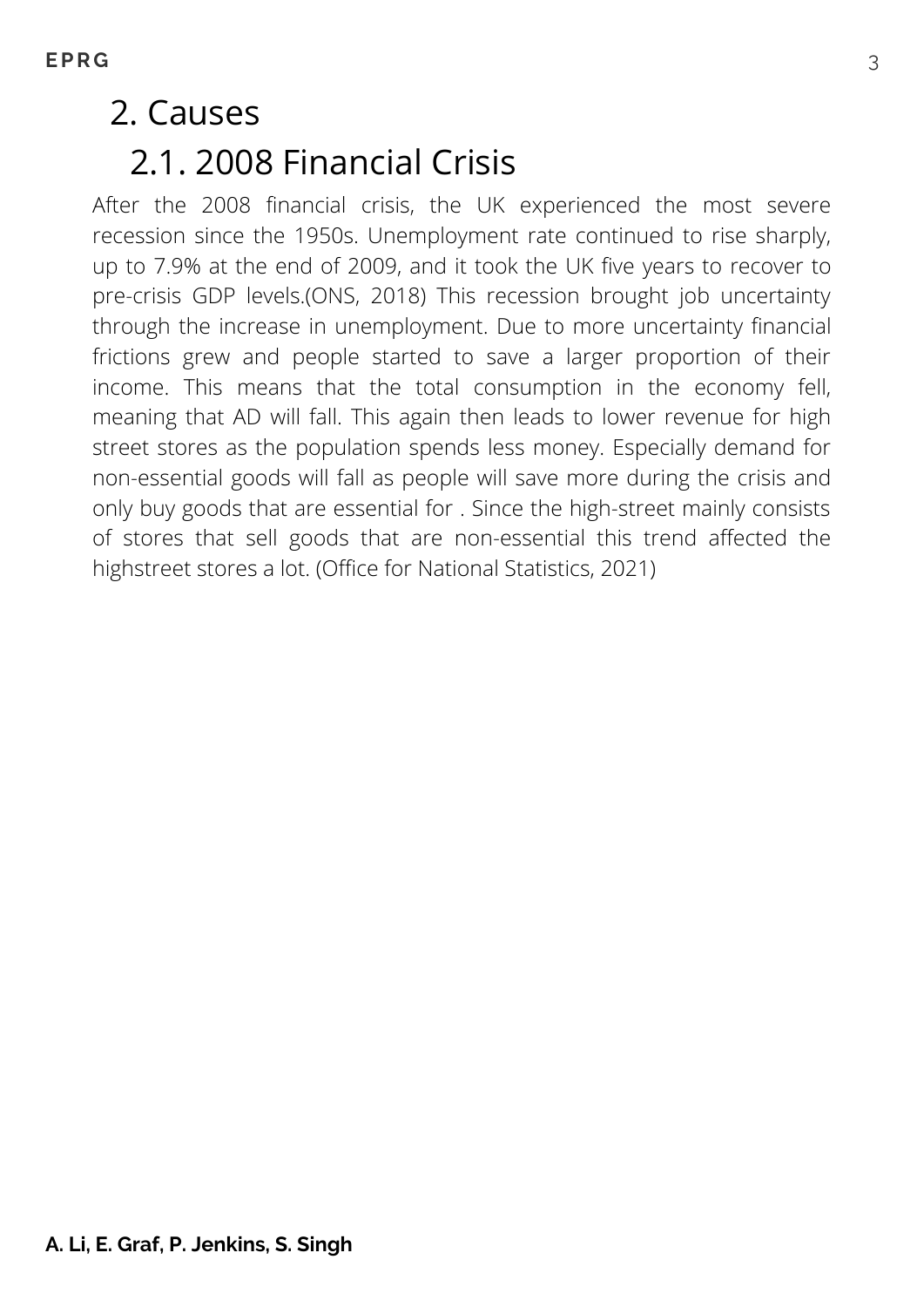# 2. Causes

## 2.1. 2008 Financial Crisis

After the 2008 financial crisis, the UK experienced the most severe recession since the 1950s. Unemployment rate continued to rise sharply, up to 7.9% at the end of 2009, and it took the UK five years to recover to pre-crisis GDP levels.(ONS, 2018) This recession brought job uncertainty through the increase in unemployment. Due to more uncertainty financial frictions grew and people started to save a larger proportion of their income. This means that the total consumption in the economy fell, meaning that AD will fall. This again then leads to lower revenue for high street stores as the population spends less money. Especially demand for non-essential goods will fall as people will save more during the crisis and only buy goods that are essential for . Since the high-street mainly consists of stores that sell goods that are non-essential this trend affected the highstreet stores a lot. (Office for National Statistics, 2021)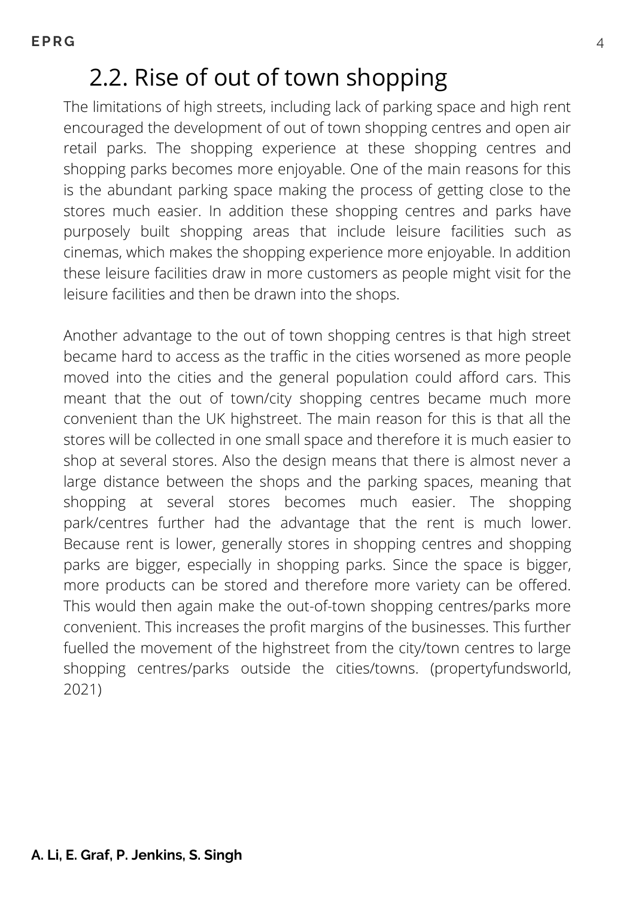## 2.2. Rise of out of town shopping

The limitations of high streets, including lack of parking space and high rent encouraged the development of out of town shopping centres and open air retail parks. The shopping experience at these shopping centres and shopping parks becomes more enjoyable. One of the main reasons for this is the abundant parking space making the process of getting close to the stores much easier. In addition these shopping centres and parks have purposely built shopping areas that include leisure facilities such as cinemas, which makes the shopping experience more enjoyable. In addition these leisure facilities draw in more customers as people might visit for the leisure facilities and then be drawn into the shops.

Another advantage to the out of town shopping centres is that high street became hard to access as the traffic in the cities worsened as more people moved into the cities and the general population could afford cars. This meant that the out of town/city shopping centres became much more convenient than the UK highstreet. The main reason for this is that all the stores will be collected in one small space and therefore it is much easier to shop at several stores. Also the design means that there is almost never a large distance between the shops and the parking spaces, meaning that shopping at several stores becomes much easier. The shopping park/centres further had the advantage that the rent is much lower. Because rent is lower, generally stores in shopping centres and shopping parks are bigger, especially in shopping parks. Since the space is bigger, more products can be stored and therefore more variety can be offered. This would then again make the out-of-town shopping centres/parks more convenient. This increases the profit margins of the businesses. This further fuelled the movement of the highstreet from the city/town centres to large shopping centres/parks outside the cities/towns. (propertyfundsworld, 2021)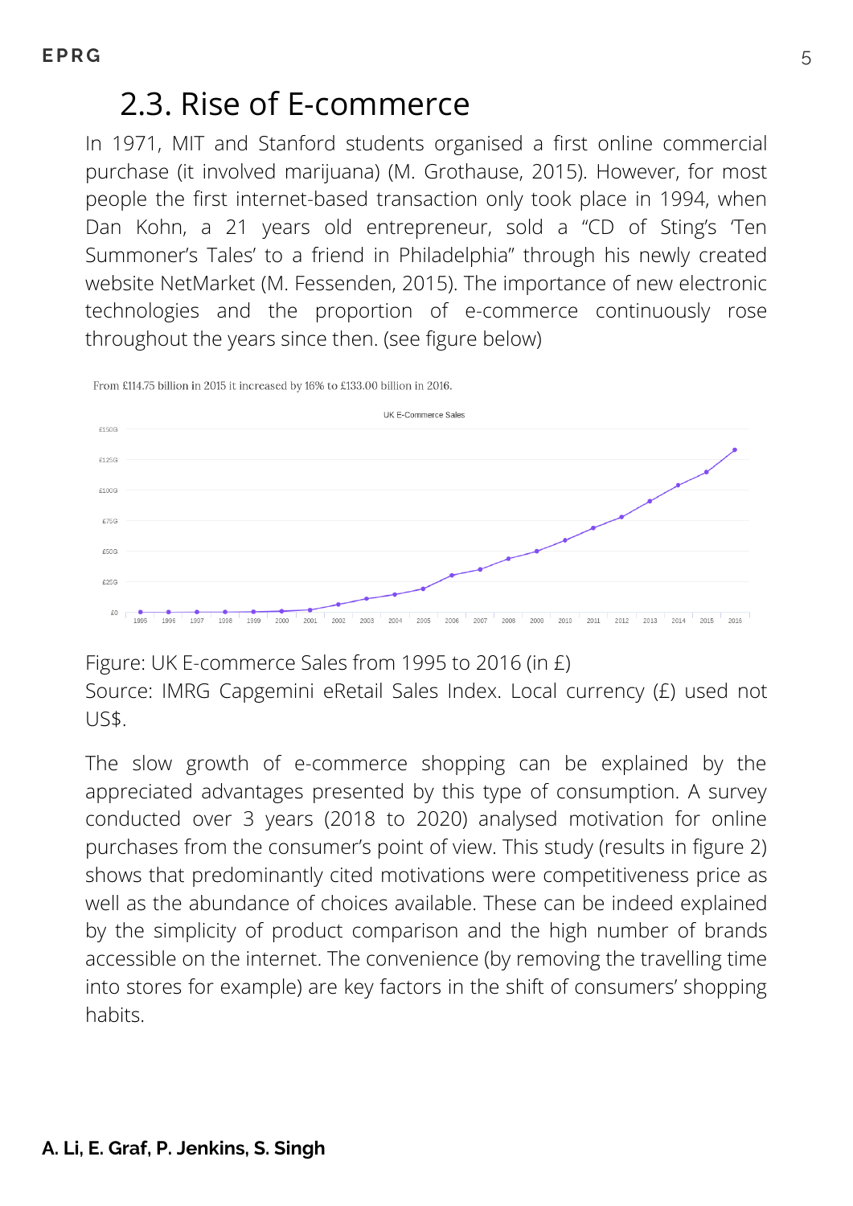## 2.3. Rise of E-commerce

In 1971, MIT and Stanford students organised a first online commercial purchase (it involved marijuana) (M. Grothause, 2015). However, for most people the first internet-based transaction only took place in 1994, when Dan Kohn, a 21 years old entrepreneur, sold a "CD of Sting's 'Ten Summoner's Tales' to a friend in Philadelphia" through his newly created website NetMarket (M. Fessenden, 2015). The importance of new electronic technologies and the proportion of e-commerce continuously rose throughout the years since then. (see figure below)

From £114.75 billion in 2015 it increased by 16% to £133.00 billion in 2016.

Figure: UK E-commerce Sales from 1995 to 2016 (in £)
Source: IMRG Capgemini eRetail Sales Index. Local currency (£) used not US$.

The slow growth of e-commerce shopping can be explained by the appreciated advantages presented by this type of consumption. A survey conducted over 3 years (2018 to 2020) analysed motivation for online purchases from the consumer's point of view. This study (results in figure 2) shows that predominantly cited motivations were competitiveness price as well as the abundance of choices available. These can be indeed explained by the simplicity of product comparison and the high number of brands accessible on the internet. The convenience (by removing the travelling time into stores for example) are key factors in the shift of consumers' shopping habits.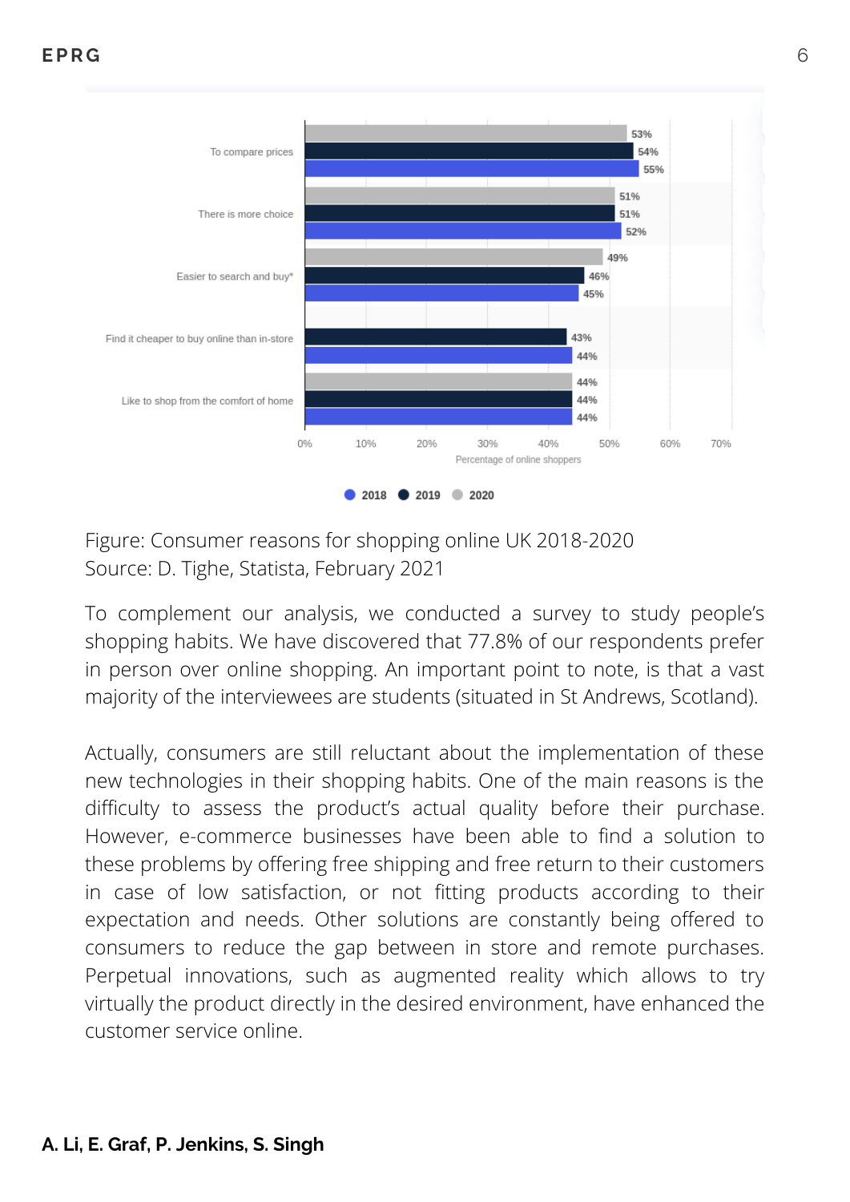| Reason | 2018 | 2019 | 2020 |
|---|---|---|---|
| To compare prices | 55% | 54% | 53% |
| There is more choice | 52% | 51% | 51% |
| Easier to search and buy* | 45% | 46% | 49% |
| Find it cheaper to buy online than in-store | 44% | 43% | |
| Like to shop from the comfort of home | 44% | 44% | 44% |

Percentage of online shoppers

Figure: Consumer reasons for shopping online UK 2018-2020
Source: D. Tighe, Statista, February 2021

To complement our analysis, we conducted a survey to study people's shopping habits. We have discovered that 77.8% of our respondents prefer in person over online shopping. An important point to note, is that a vast majority of the interviewees are students (situated in St Andrews, Scotland).

Actually, consumers are still reluctant about the implementation of these new technologies in their shopping habits. One of the main reasons is the difficulty to assess the product's actual quality before their purchase. However, e-commerce businesses have been able to find a solution to these problems by offering free shipping and free return to their customers in case of low satisfaction, or not fitting products according to their expectation and needs. Other solutions are constantly being offered to consumers to reduce the gap between in store and remote purchases. Perpetual innovations, such as augmented reality which allows to try virtually the product directly in the desired environment, have enhanced the customer service online.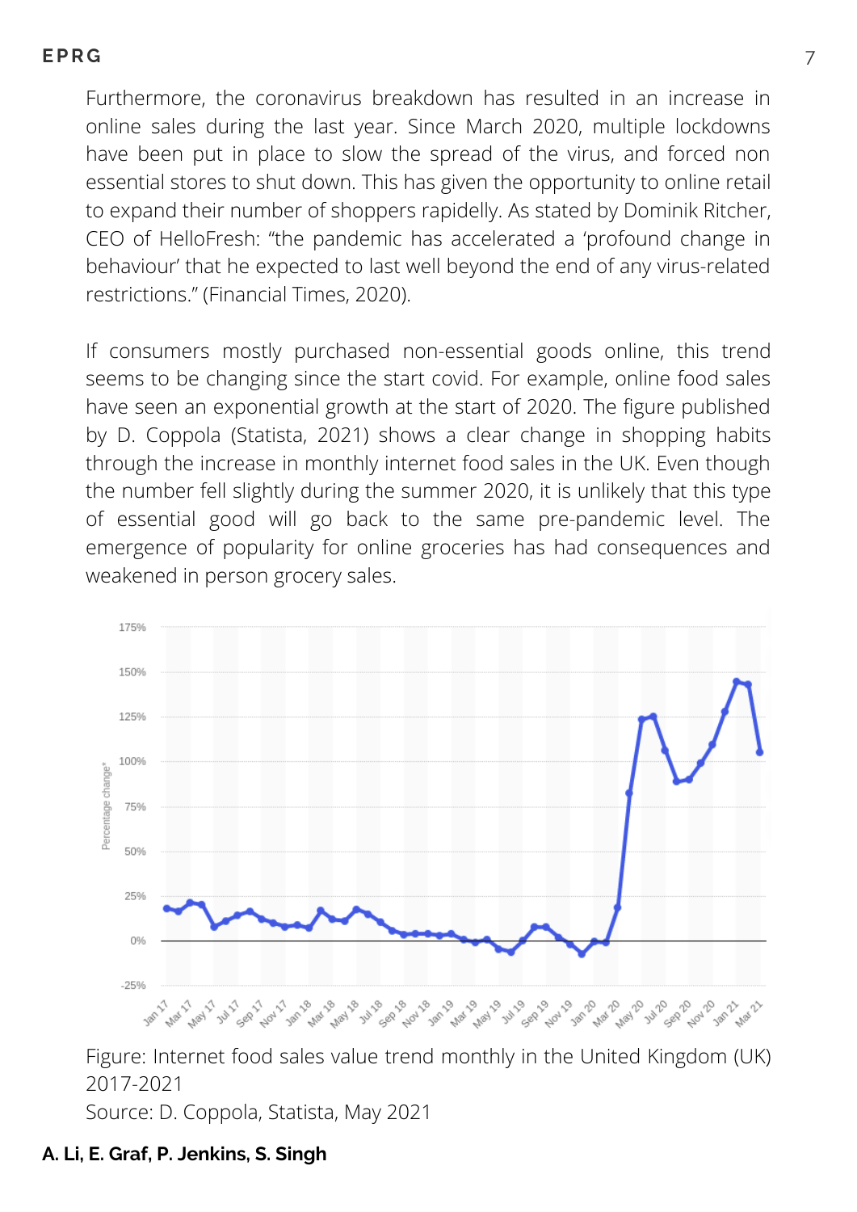Furthermore, the coronavirus breakdown has resulted in an increase in online sales during the last year. Since March 2020, multiple lockdowns have been put in place to slow the spread of the virus, and forced non essential stores to shut down. This has given the opportunity to online retail to expand their number of shoppers rapidelly. As stated by Dominik Ritcher, CEO of HelloFresh: "the pandemic has accelerated a 'profound change in behaviour' that he expected to last well beyond the end of any virus-related restrictions." (Financial Times, 2020).

If consumers mostly purchased non-essential goods online, this trend seems to be changing since the start covid. For example, online food sales have seen an exponential growth at the start of 2020. The figure published by D. Coppola (Statista, 2021) shows a clear change in shopping habits through the increase in monthly internet food sales in the UK. Even though the number fell slightly during the summer 2020, it is unlikely that this type of essential good will go back to the same pre-pandemic level. The emergence of popularity for online groceries has had consequences and weakened in person grocery sales.

Figure: Internet food sales value trend monthly in the United Kingdom (UK) 2017-2021

Source: D. Coppola, Statista, May 2021

**A. Li, E. Graf, P. Jenkins, S. Singh**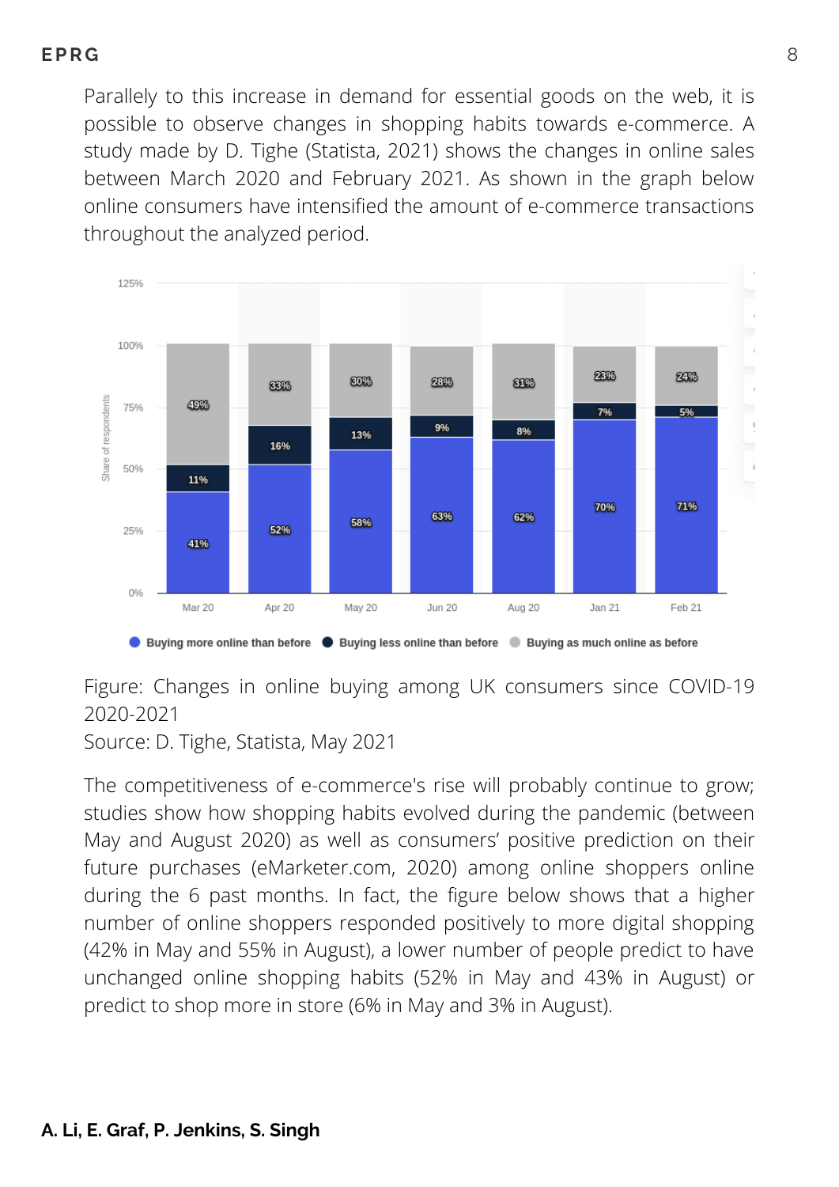Parallely to this increase in demand for essential goods on the web, it is possible to observe changes in shopping habits towards e-commerce. A study made by D. Tighe (Statista, 2021) shows the changes in online sales between March 2020 and February 2021. As shown in the graph below online consumers have intensified the amount of e-commerce transactions throughout the analyzed period.

| | Mar 20 | Apr 20 | May 20 | Jun 20 | Aug 20 | Jan 21 | Feb 21 |
|---|---|---|---|---|---|---|---|
| Buying more online than before | 41% | 52% | 58% | 63% | 62% | 70% | 71% |
| Buying less online than before | 11% | 16% | 13% | 9% | 8% | 7% | 5% |
| Buying as much online as before | 49% | 33% | 30% | 28% | 31% | 23% | 24% |

Figure: Changes in online buying among UK consumers since COVID-19 2020-2021

Source: D. Tighe, Statista, May 2021

The competitiveness of e-commerce's rise will probably continue to grow; studies show how shopping habits evolved during the pandemic (between May and August 2020) as well as consumers' positive prediction on their future purchases (eMarketer.com, 2020) among online shoppers online during the 6 past months. In fact, the figure below shows that a higher number of online shoppers responded positively to more digital shopping (42% in May and 55% in August), a lower number of people predict to have unchanged online shopping habits (52% in May and 43% in August) or predict to shop more in store (6% in May and 3% in August).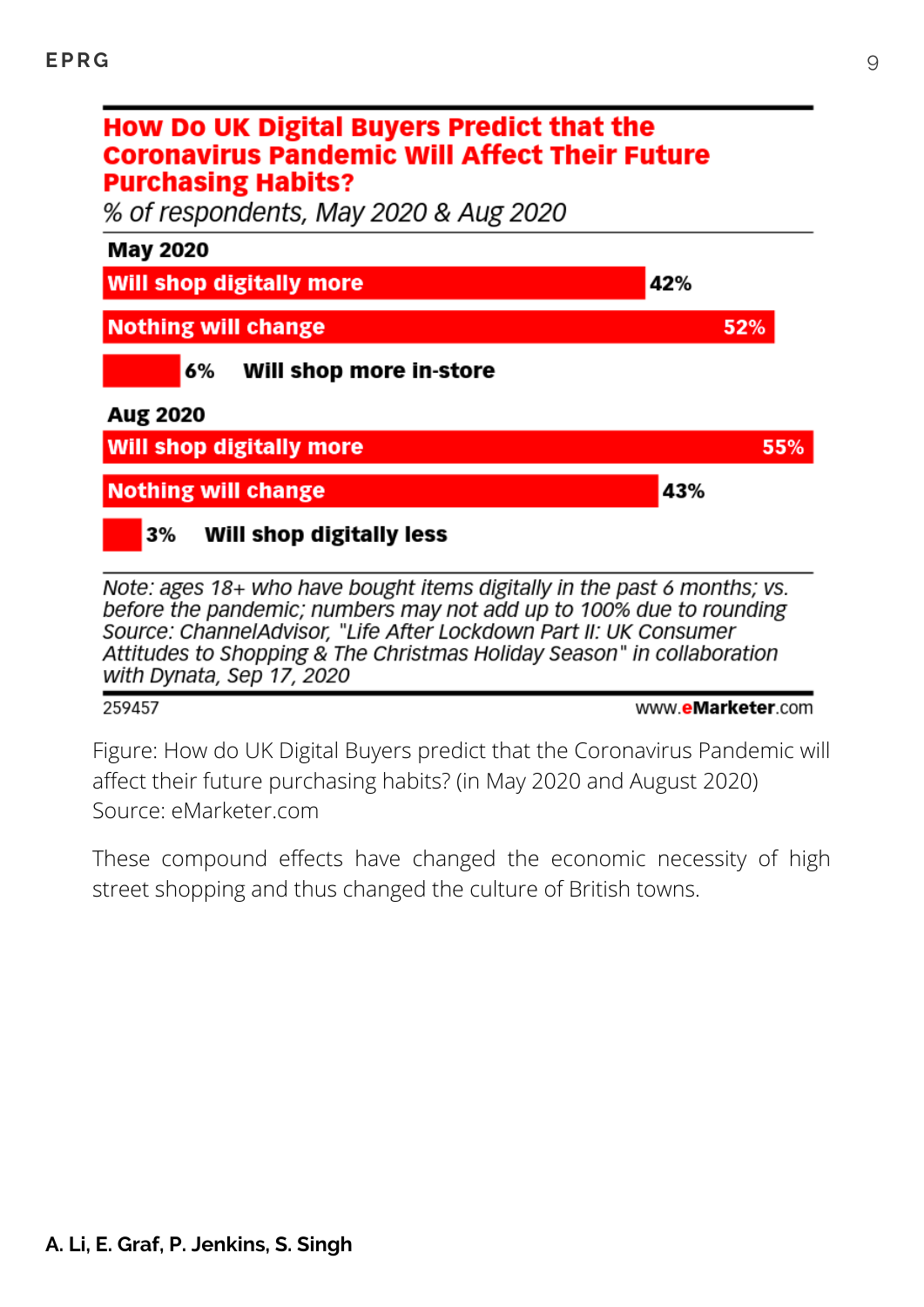**How Do UK Digital Buyers Predict that the Coronavirus Pandemic Will Affect Their Future Purchasing Habits?**

*% of respondents, May 2020 & Aug 2020*

| | % |
|---|---|
| **May 2020** | |
| Will shop digitally more | 42% |
| Nothing will change | 52% |
| Will shop more in-store | 6% |
| **Aug 2020** | |
| Will shop digitally more | 55% |
| Nothing will change | 43% |
| Will shop digitally less | 3% |

*Note: ages 18+ who have bought items digitally in the past 6 months; vs. before the pandemic; numbers may not add up to 100% due to rounding*
*Source: ChannelAdvisor, "Life After Lockdown Part II: UK Consumer Attitudes to Shopping & The Christmas Holiday Season" in collaboration with Dynata, Sep 17, 2020*

259457 www.eMarketer.com

Figure: How do UK Digital Buyers predict that the Coronavirus Pandemic will affect their future purchasing habits? (in May 2020 and August 2020) Source: eMarketer.com

These compound effects have changed the economic necessity of high street shopping and thus changed the culture of British towns.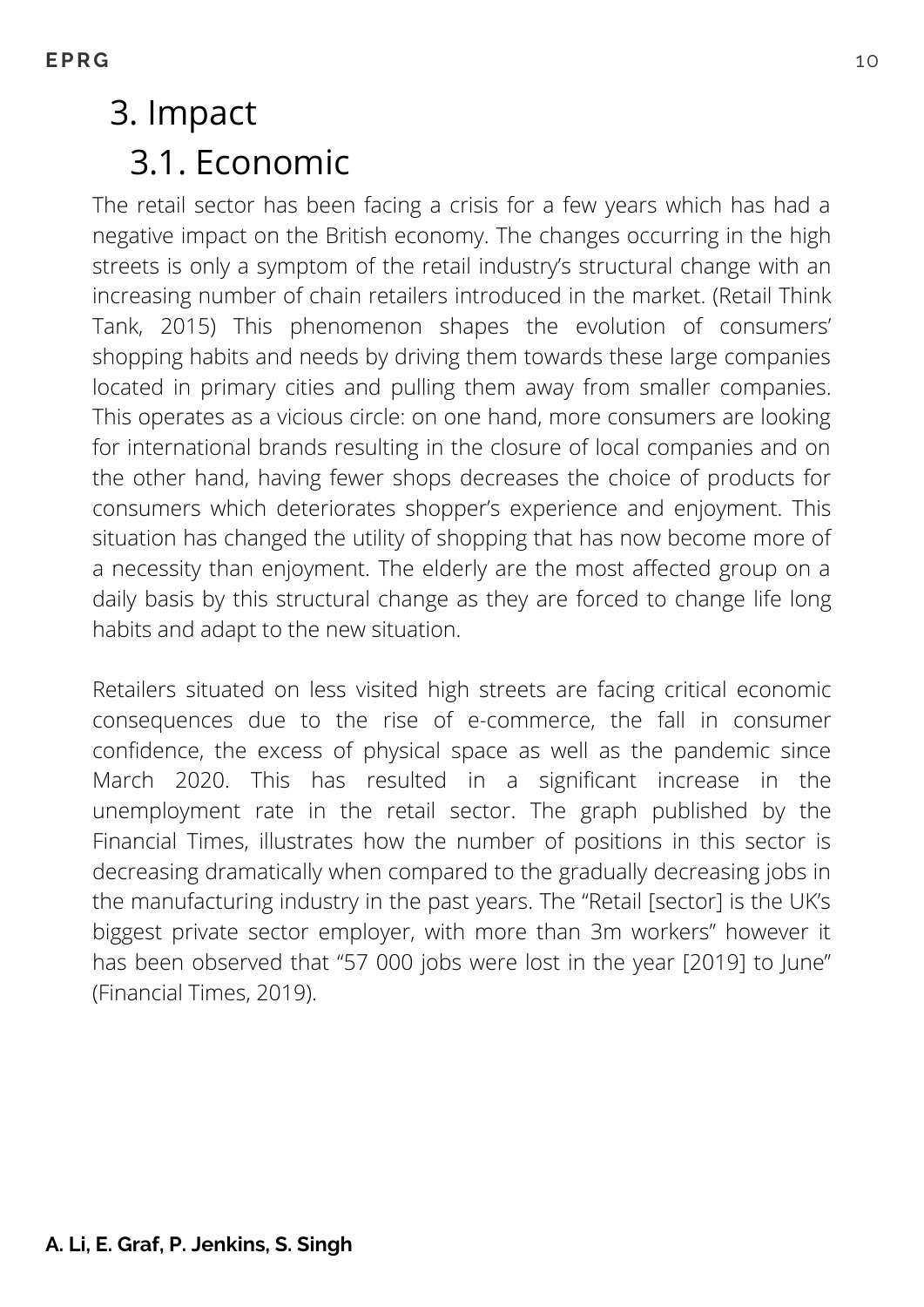# 3. Impact

## 3.1. Economic

The retail sector has been facing a crisis for a few years which has had a negative impact on the British economy. The changes occurring in the high streets is only a symptom of the retail industry's structural change with an increasing number of chain retailers introduced in the market. (Retail Think Tank, 2015) This phenomenon shapes the evolution of consumers' shopping habits and needs by driving them towards these large companies located in primary cities and pulling them away from smaller companies. This operates as a vicious circle: on one hand, more consumers are looking for international brands resulting in the closure of local companies and on the other hand, having fewer shops decreases the choice of products for consumers which deteriorates shopper's experience and enjoyment. This situation has changed the utility of shopping that has now become more of a necessity than enjoyment. The elderly are the most affected group on a daily basis by this structural change as they are forced to change life long habits and adapt to the new situation.

Retailers situated on less visited high streets are facing critical economic consequences due to the rise of e-commerce, the fall in consumer confidence, the excess of physical space as well as the pandemic since March 2020. This has resulted in a significant increase in the unemployment rate in the retail sector. The graph published by the Financial Times, illustrates how the number of positions in this sector is decreasing dramatically when compared to the gradually decreasing jobs in the manufacturing industry in the past years. The "Retail [sector] is the UK's biggest private sector employer, with more than 3m workers" however it has been observed that "57 000 jobs were lost in the year [2019] to June" (Financial Times, 2019).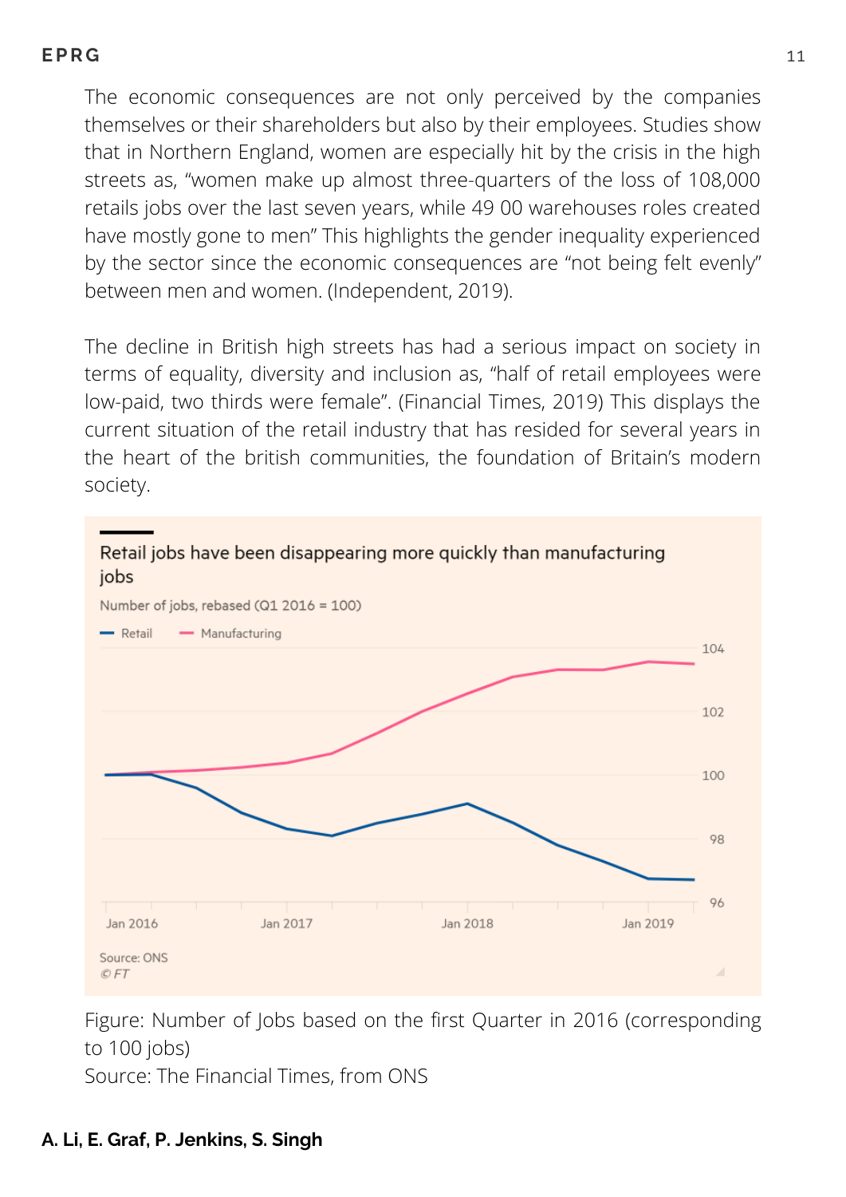The economic consequences are not only perceived by the companies themselves or their shareholders but also by their employees. Studies show that in Northern England, women are especially hit by the crisis in the high streets as, "women make up almost three-quarters of the loss of 108,000 retails jobs over the last seven years, while 49 00 warehouses roles created have mostly gone to men" This highlights the gender inequality experienced by the sector since the economic consequences are "not being felt evenly" between men and women. (Independent, 2019).

The decline in British high streets has had a serious impact on society in terms of equality, diversity and inclusion as, "half of retail employees were low-paid, two thirds were female". (Financial Times, 2019) This displays the current situation of the retail industry that has resided for several years in the heart of the british communities, the foundation of Britain's modern society.

Retail jobs have been disappearing more quickly than manufacturing jobs

Number of jobs, rebased (Q1 2016 = 100)

Retail — Manufacturing

Source: ONS
© FT

Figure: Number of Jobs based on the first Quarter in 2016 (corresponding to 100 jobs)
Source: The Financial Times, from ONS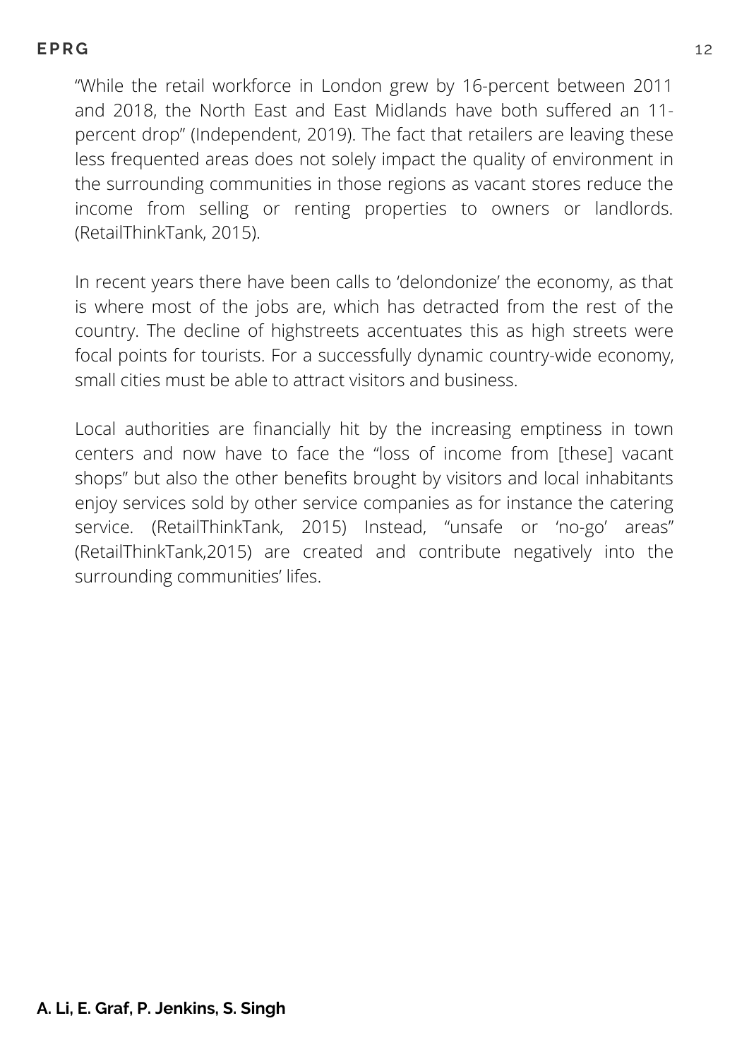"While the retail workforce in London grew by 16-percent between 2011 and 2018, the North East and East Midlands have both suffered an 11-percent drop" (Independent, 2019). The fact that retailers are leaving these less frequented areas does not solely impact the quality of environment in the surrounding communities in those regions as vacant stores reduce the income from selling or renting properties to owners or landlords. (RetailThinkTank, 2015).

In recent years there have been calls to 'delondonize' the economy, as that is where most of the jobs are, which has detracted from the rest of the country. The decline of highstreets accentuates this as high streets were focal points for tourists. For a successfully dynamic country-wide economy, small cities must be able to attract visitors and business.

Local authorities are financially hit by the increasing emptiness in town centers and now have to face the "loss of income from [these] vacant shops" but also the other benefits brought by visitors and local inhabitants enjoy services sold by other service companies as for instance the catering service. (RetailThinkTank, 2015) Instead, "unsafe or 'no-go' areas" (RetailThinkTank,2015) are created and contribute negatively into the surrounding communities' lifes.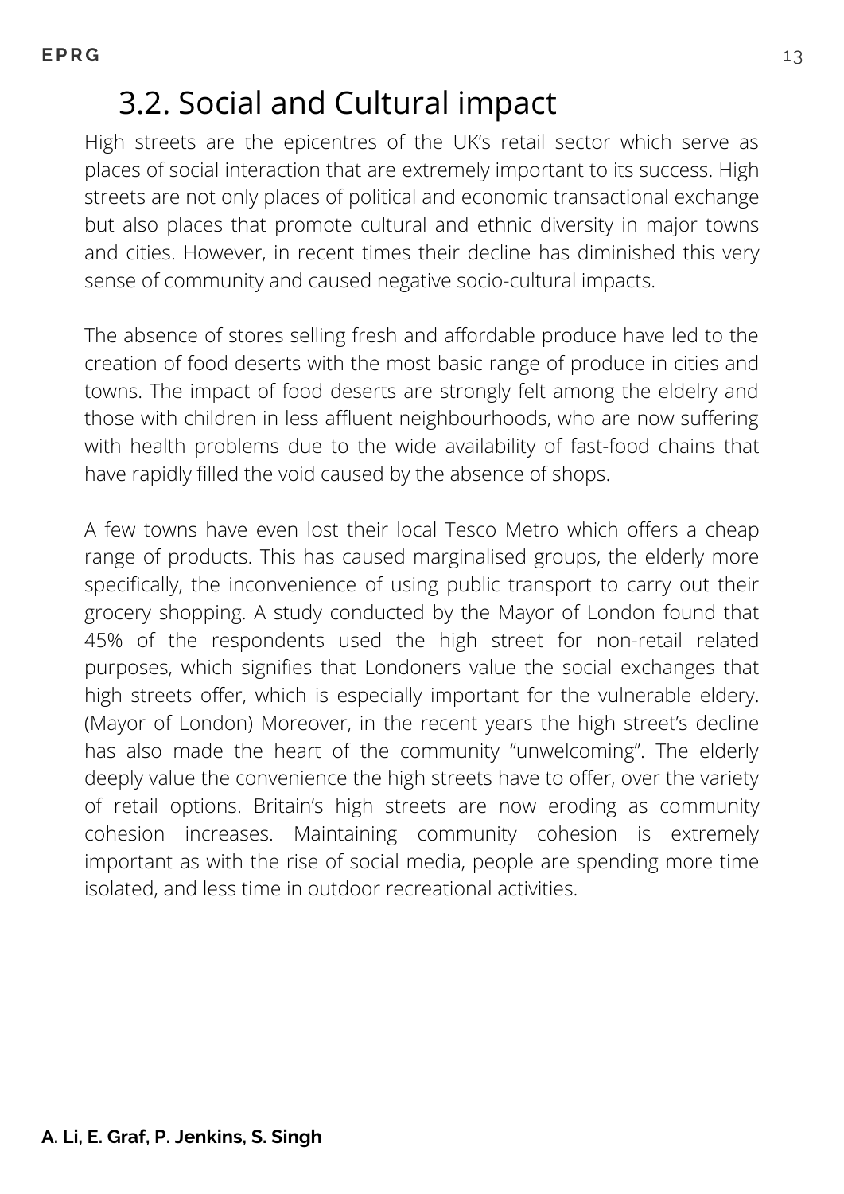## 3.2. Social and Cultural impact

High streets are the epicentres of the UK's retail sector which serve as places of social interaction that are extremely important to its success. High streets are not only places of political and economic transactional exchange but also places that promote cultural and ethnic diversity in major towns and cities. However, in recent times their decline has diminished this very sense of community and caused negative socio-cultural impacts.

The absence of stores selling fresh and affordable produce have led to the creation of food deserts with the most basic range of produce in cities and towns. The impact of food deserts are strongly felt among the eldelry and those with children in less affluent neighbourhoods, who are now suffering with health problems due to the wide availability of fast-food chains that have rapidly filled the void caused by the absence of shops.

A few towns have even lost their local Tesco Metro which offers a cheap range of products. This has caused marginalised groups, the elderly more specifically, the inconvenience of using public transport to carry out their grocery shopping. A study conducted by the Mayor of London found that 45% of the respondents used the high street for non-retail related purposes, which signifies that Londoners value the social exchanges that high streets offer, which is especially important for the vulnerable eldery. (Mayor of London) Moreover, in the recent years the high street's decline has also made the heart of the community "unwelcoming". The elderly deeply value the convenience the high streets have to offer, over the variety of retail options. Britain's high streets are now eroding as community cohesion increases. Maintaining community cohesion is extremely important as with the rise of social media, people are spending more time isolated, and less time in outdoor recreational activities.

**A. Li, E. Graf, P. Jenkins, S. Singh**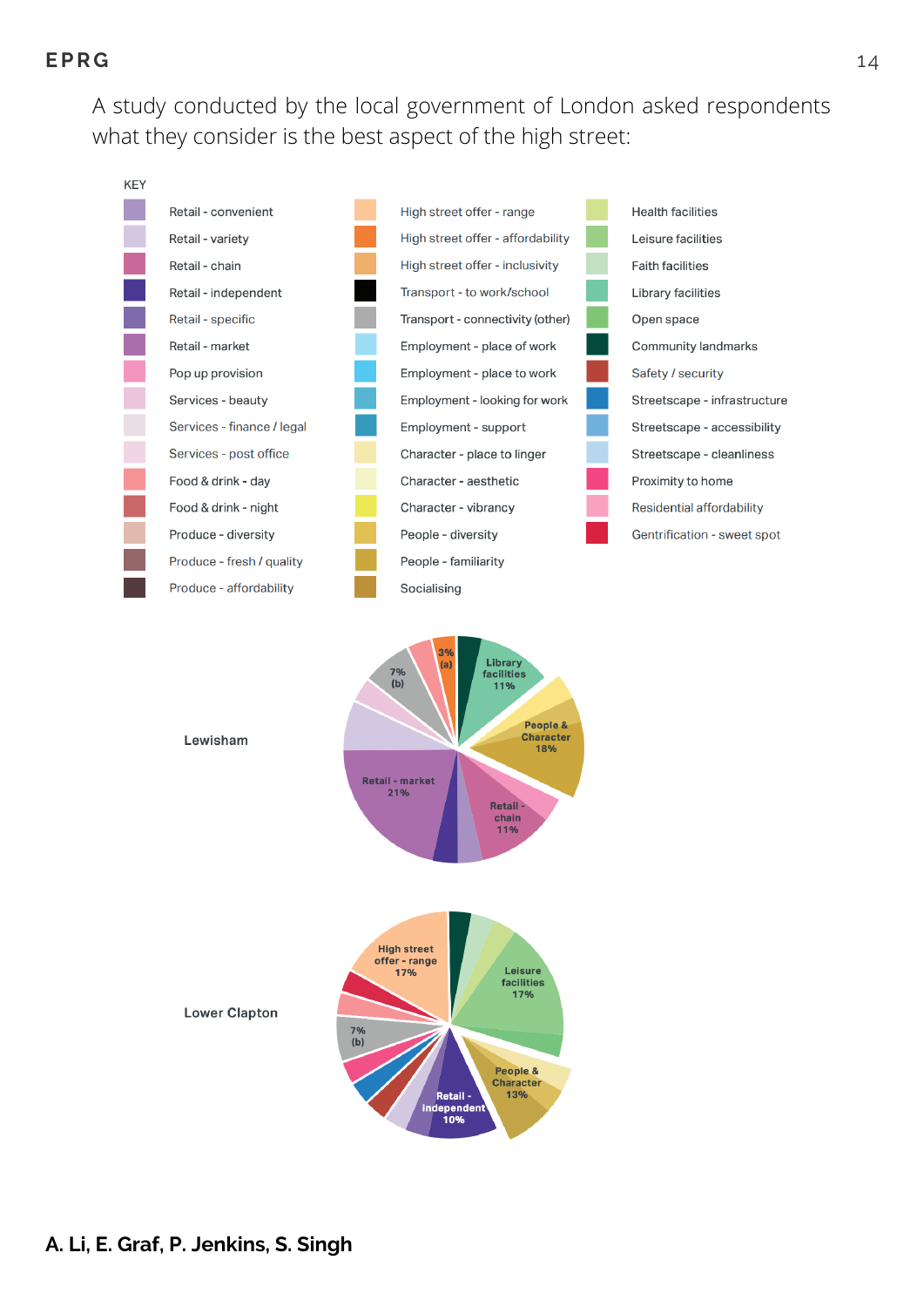A study conducted by the local government of London asked respondents what they consider is the best aspect of the high street:

KEY

| | | |
|---|---|---|
| Retail - convenient | High street offer - range | Health facilities |
| Retail - variety | High street offer - affordability | Leisure facilities |
| Retail - chain | High street offer - inclusivity | Faith facilities |
| Retail - independent | Transport - to work/school | Library facilities |
| Retail - specific | Transport - connectivity (other) | Open space |
| Retail - market | Employment - place of work | Community landmarks |
| Pop up provision | Employment - place to work | Safety / security |
| Services - beauty | Employment - looking for work | Streetscape - infrastructure |
| Services - finance / legal | Employment - support | Streetscape - accessibility |
| Services - post office | Character - place to linger | Streetscape - cleanliness |
| Food & drink - day | Character - aesthetic | Proximity to home |
| Food & drink - night | Character - vibrancy | Residential affordability |
| Produce - diversity | People - diversity | Gentrification - sweet spot |
| Produce - fresh / quality | People - familiarity | |
| Produce - affordability | Socialising | |

Lewisham

Library facilities 11%; People & Character 18%; Retail - chain 11%; Retail - market 21%; 7% (b); 3% (a)

Lower Clapton

High street offer - range 17%; Leisure facilities 17%; People & Character 13%; Retail - independent 10%; 7% (b)

A. Li, E. Graf, P. Jenkins, S. Singh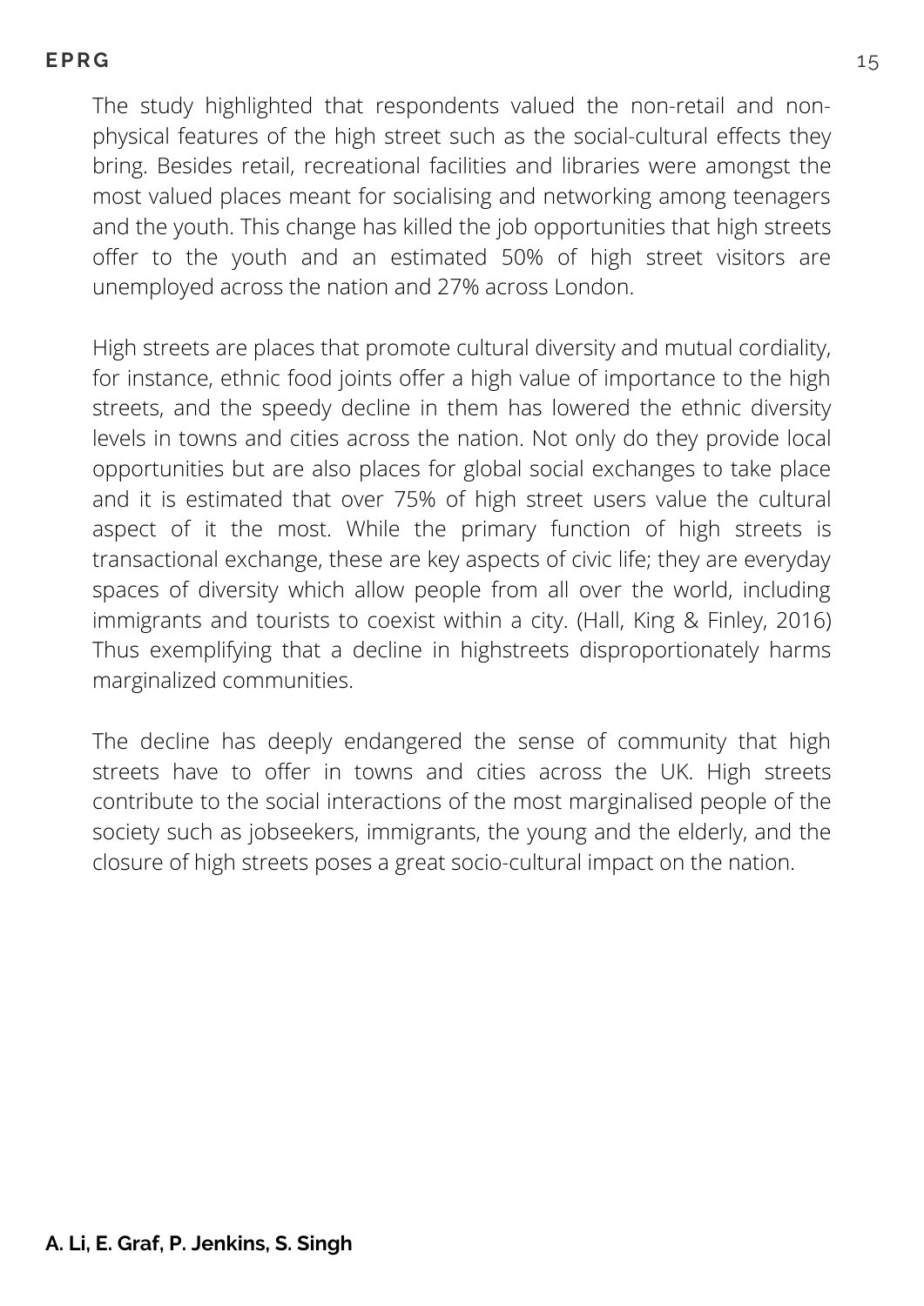The study highlighted that respondents valued the non-retail and non-physical features of the high street such as the social-cultural effects they bring. Besides retail, recreational facilities and libraries were amongst the most valued places meant for socialising and networking among teenagers and the youth. This change has killed the job opportunities that high streets offer to the youth and an estimated 50% of high street visitors are unemployed across the nation and 27% across London.

High streets are places that promote cultural diversity and mutual cordiality, for instance, ethnic food joints offer a high value of importance to the high streets, and the speedy decline in them has lowered the ethnic diversity levels in towns and cities across the nation. Not only do they provide local opportunities but are also places for global social exchanges to take place and it is estimated that over 75% of high street users value the cultural aspect of it the most. While the primary function of high streets is transactional exchange, these are key aspects of civic life; they are everyday spaces of diversity which allow people from all over the world, including immigrants and tourists to coexist within a city. (Hall, King & Finley, 2016) Thus exemplifying that a decline in highstreets disproportionately harms marginalized communities.

The decline has deeply endangered the sense of community that high streets have to offer in towns and cities across the UK. High streets contribute to the social interactions of the most marginalised people of the society such as jobseekers, immigrants, the young and the elderly, and the closure of high streets poses a great socio-cultural impact on the nation.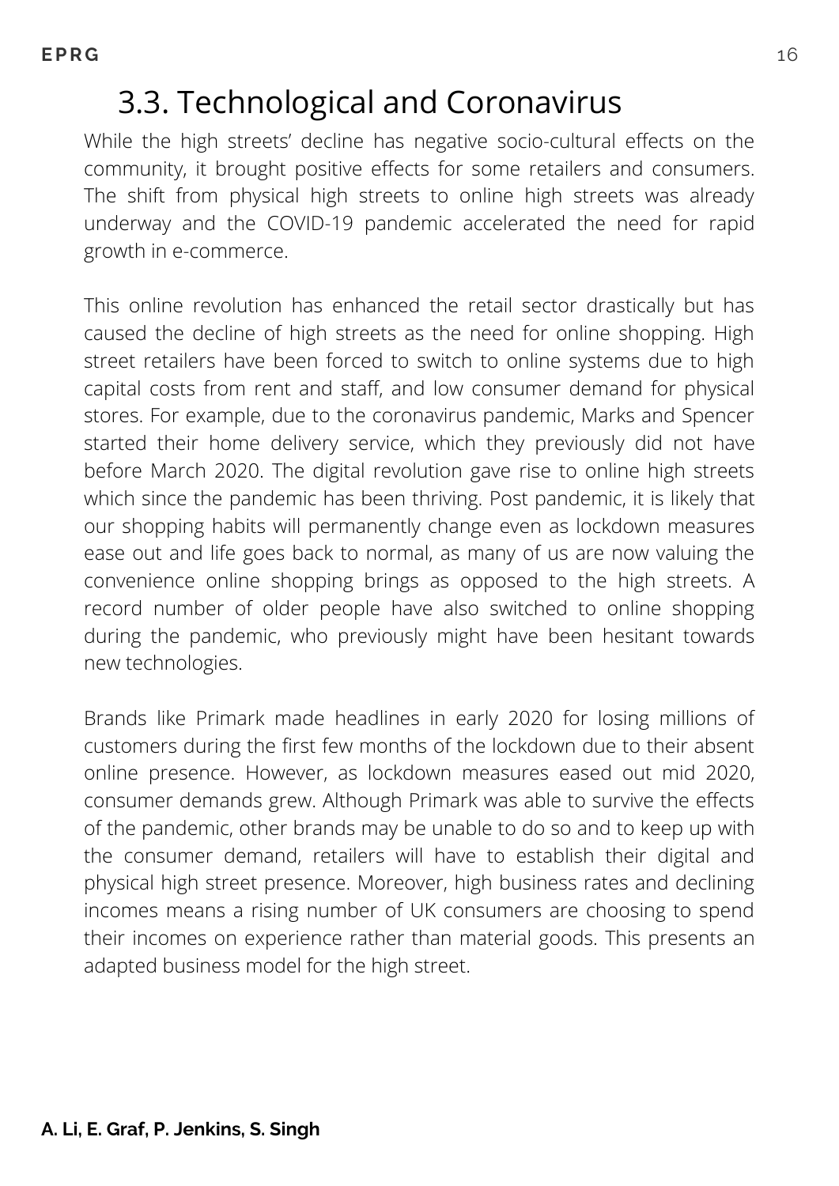## 3.3. Technological and Coronavirus

While the high streets' decline has negative socio-cultural effects on the community, it brought positive effects for some retailers and consumers. The shift from physical high streets to online high streets was already underway and the COVID-19 pandemic accelerated the need for rapid growth in e-commerce.

This online revolution has enhanced the retail sector drastically but has caused the decline of high streets as the need for online shopping. High street retailers have been forced to switch to online systems due to high capital costs from rent and staff, and low consumer demand for physical stores. For example, due to the coronavirus pandemic, Marks and Spencer started their home delivery service, which they previously did not have before March 2020. The digital revolution gave rise to online high streets which since the pandemic has been thriving. Post pandemic, it is likely that our shopping habits will permanently change even as lockdown measures ease out and life goes back to normal, as many of us are now valuing the convenience online shopping brings as opposed to the high streets. A record number of older people have also switched to online shopping during the pandemic, who previously might have been hesitant towards new technologies.

Brands like Primark made headlines in early 2020 for losing millions of customers during the first few months of the lockdown due to their absent online presence. However, as lockdown measures eased out mid 2020, consumer demands grew. Although Primark was able to survive the effects of the pandemic, other brands may be unable to do so and to keep up with the consumer demand, retailers will have to establish their digital and physical high street presence. Moreover, high business rates and declining incomes means a rising number of UK consumers are choosing to spend their incomes on experience rather than material goods. This presents an adapted business model for the high street.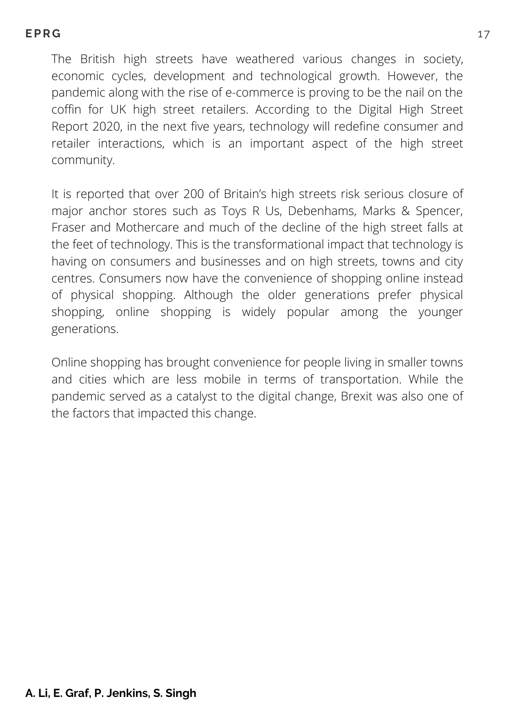The British high streets have weathered various changes in society, economic cycles, development and technological growth. However, the pandemic along with the rise of e-commerce is proving to be the nail on the coffin for UK high street retailers. According to the Digital High Street Report 2020, in the next five years, technology will redefine consumer and retailer interactions, which is an important aspect of the high street community.

It is reported that over 200 of Britain's high streets risk serious closure of major anchor stores such as Toys R Us, Debenhams, Marks & Spencer, Fraser and Mothercare and much of the decline of the high street falls at the feet of technology. This is the transformational impact that technology is having on consumers and businesses and on high streets, towns and city centres. Consumers now have the convenience of shopping online instead of physical shopping. Although the older generations prefer physical shopping, online shopping is widely popular among the younger generations.

Online shopping has brought convenience for people living in smaller towns and cities which are less mobile in terms of transportation. While the pandemic served as a catalyst to the digital change, Brexit was also one of the factors that impacted this change.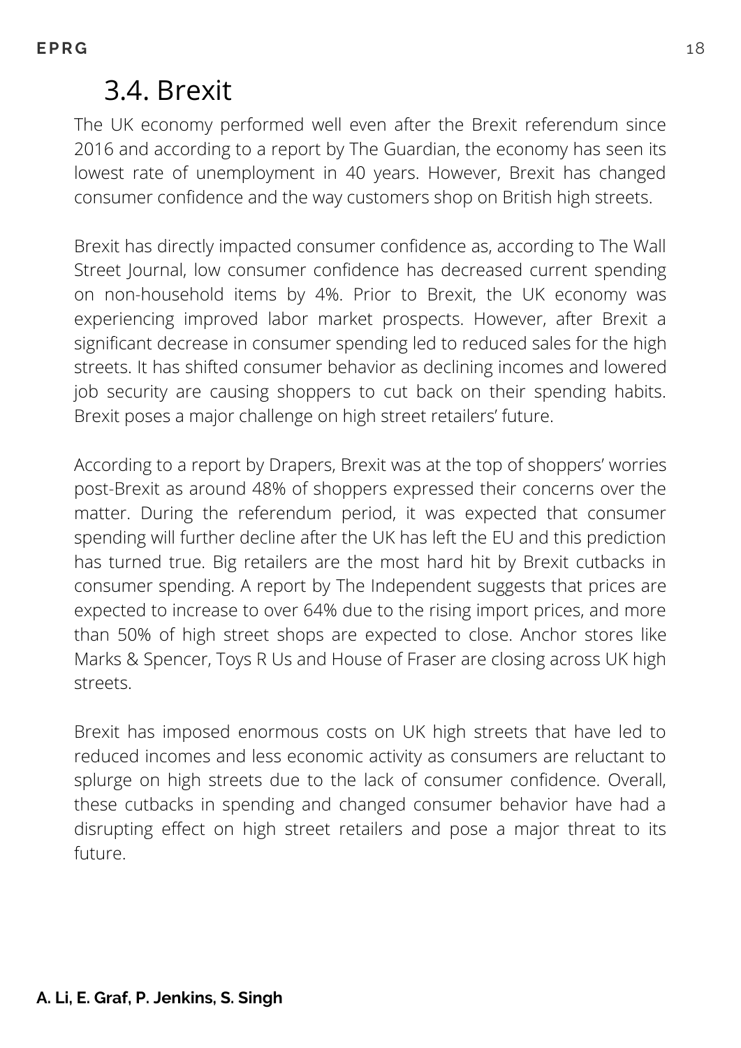## 3.4. Brexit

The UK economy performed well even after the Brexit referendum since 2016 and according to a report by The Guardian, the economy has seen its lowest rate of unemployment in 40 years. However, Brexit has changed consumer confidence and the way customers shop on British high streets.

Brexit has directly impacted consumer confidence as, according to The Wall Street Journal, low consumer confidence has decreased current spending on non-household items by 4%. Prior to Brexit, the UK economy was experiencing improved labor market prospects. However, after Brexit a significant decrease in consumer spending led to reduced sales for the high streets. It has shifted consumer behavior as declining incomes and lowered job security are causing shoppers to cut back on their spending habits. Brexit poses a major challenge on high street retailers' future.

According to a report by Drapers, Brexit was at the top of shoppers' worries post-Brexit as around 48% of shoppers expressed their concerns over the matter. During the referendum period, it was expected that consumer spending will further decline after the UK has left the EU and this prediction has turned true. Big retailers are the most hard hit by Brexit cutbacks in consumer spending. A report by The Independent suggests that prices are expected to increase to over 64% due to the rising import prices, and more than 50% of high street shops are expected to close. Anchor stores like Marks & Spencer, Toys R Us and House of Fraser are closing across UK high streets.

Brexit has imposed enormous costs on UK high streets that have led to reduced incomes and less economic activity as consumers are reluctant to splurge on high streets due to the lack of consumer confidence. Overall, these cutbacks in spending and changed consumer behavior have had a disrupting effect on high street retailers and pose a major threat to its future.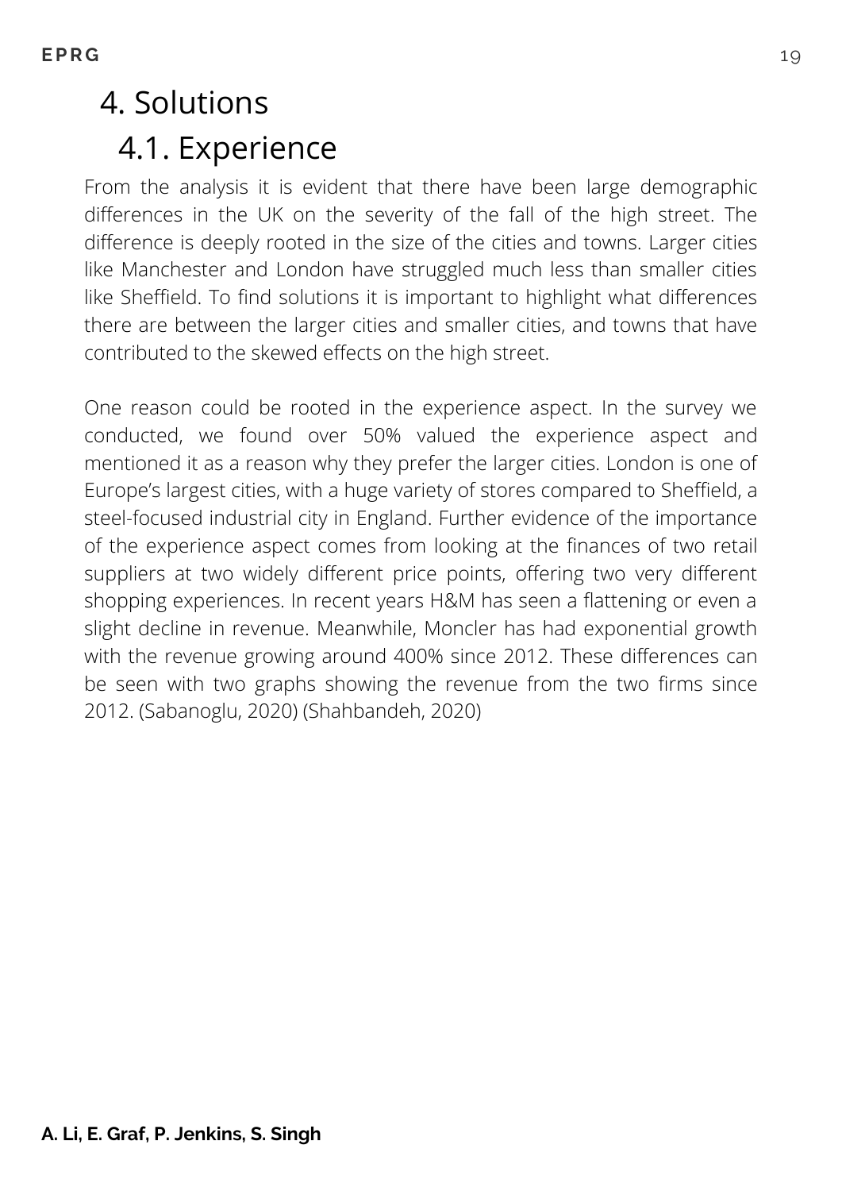# 4. Solutions

## 4.1. Experience

From the analysis it is evident that there have been large demographic differences in the UK on the severity of the fall of the high street. The difference is deeply rooted in the size of the cities and towns. Larger cities like Manchester and London have struggled much less than smaller cities like Sheffield. To find solutions it is important to highlight what differences there are between the larger cities and smaller cities, and towns that have contributed to the skewed effects on the high street.

One reason could be rooted in the experience aspect. In the survey we conducted, we found over 50% valued the experience aspect and mentioned it as a reason why they prefer the larger cities. London is one of Europe's largest cities, with a huge variety of stores compared to Sheffield, a steel-focused industrial city in England. Further evidence of the importance of the experience aspect comes from looking at the finances of two retail suppliers at two widely different price points, offering two very different shopping experiences. In recent years H&M has seen a flattening or even a slight decline in revenue. Meanwhile, Moncler has had exponential growth with the revenue growing around 400% since 2012. These differences can be seen with two graphs showing the revenue from the two firms since 2012. (Sabanoglu, 2020) (Shahbandeh, 2020)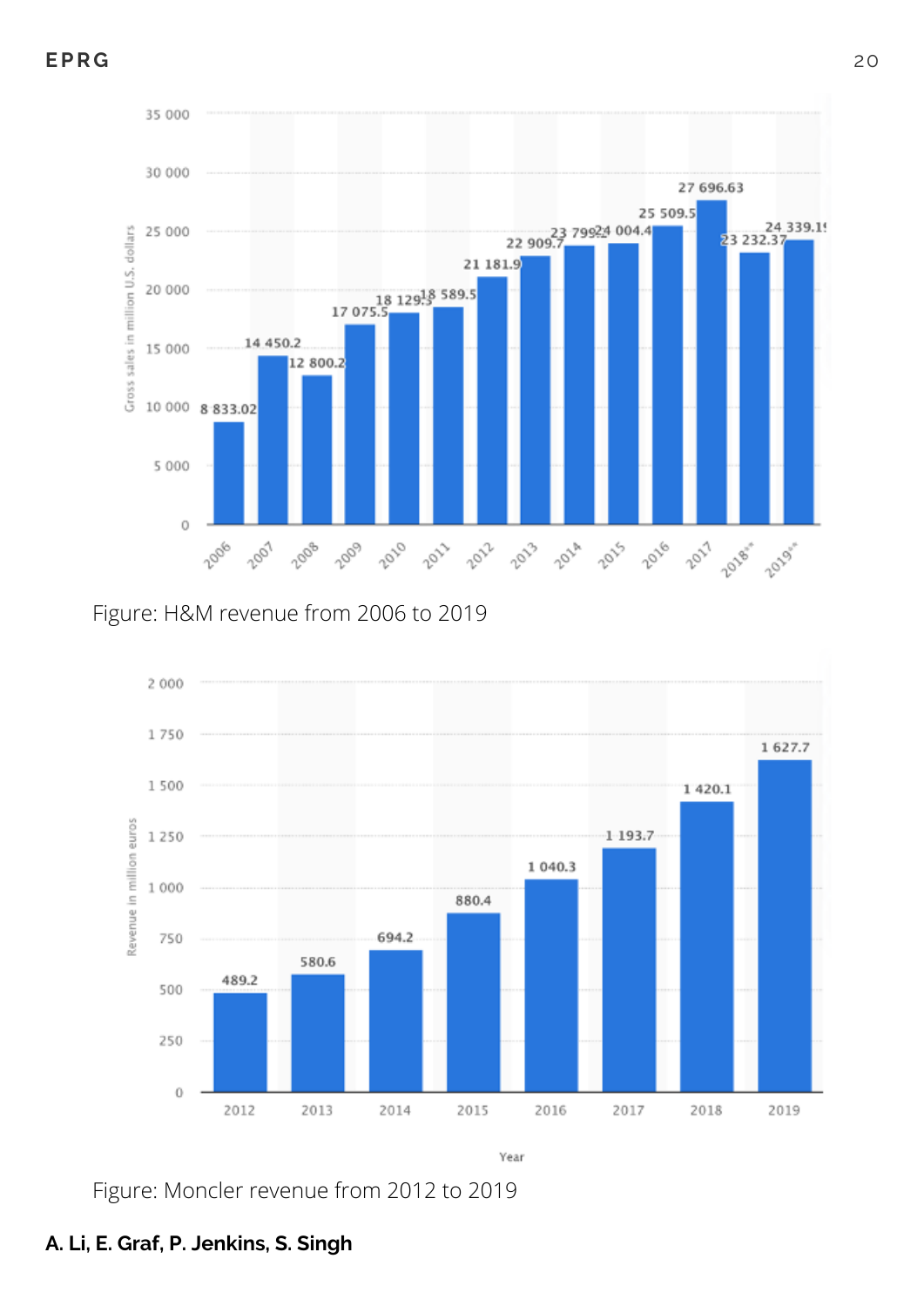Figure: H&M revenue from 2006 to 2019

Figure: Moncler revenue from 2012 to 2019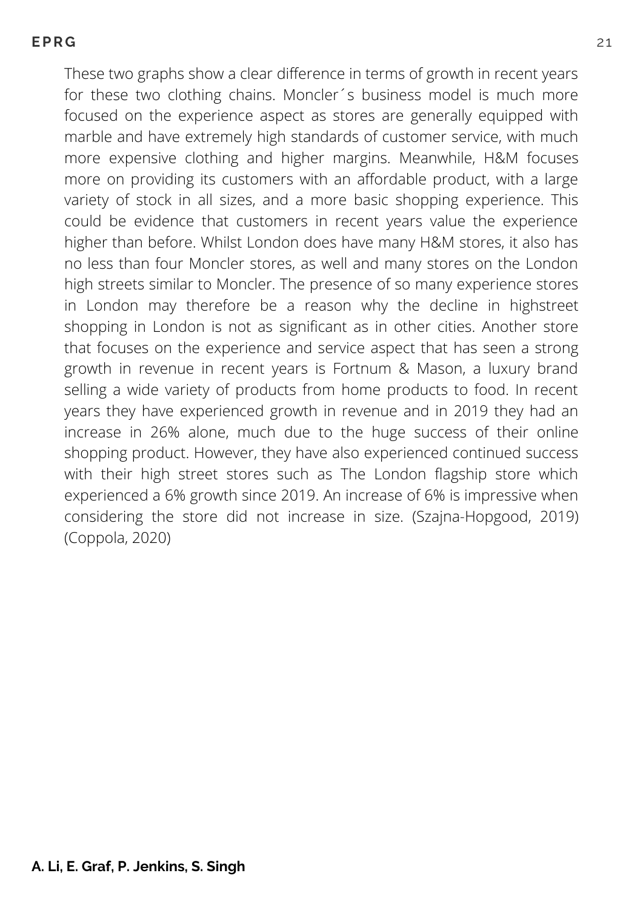These two graphs show a clear difference in terms of growth in recent years for these two clothing chains. Moncler´s business model is much more focused on the experience aspect as stores are generally equipped with marble and have extremely high standards of customer service, with much more expensive clothing and higher margins. Meanwhile, H&M focuses more on providing its customers with an affordable product, with a large variety of stock in all sizes, and a more basic shopping experience. This could be evidence that customers in recent years value the experience higher than before. Whilst London does have many H&M stores, it also has no less than four Moncler stores, as well and many stores on the London high streets similar to Moncler. The presence of so many experience stores in London may therefore be a reason why the decline in highstreet shopping in London is not as significant as in other cities. Another store that focuses on the experience and service aspect that has seen a strong growth in revenue in recent years is Fortnum & Mason, a luxury brand selling a wide variety of products from home products to food. In recent years they have experienced growth in revenue and in 2019 they had an increase in 26% alone, much due to the huge success of their online shopping product. However, they have also experienced continued success with their high street stores such as The London flagship store which experienced a 6% growth since 2019. An increase of 6% is impressive when considering the store did not increase in size. (Szajna-Hopgood, 2019) (Coppola, 2020)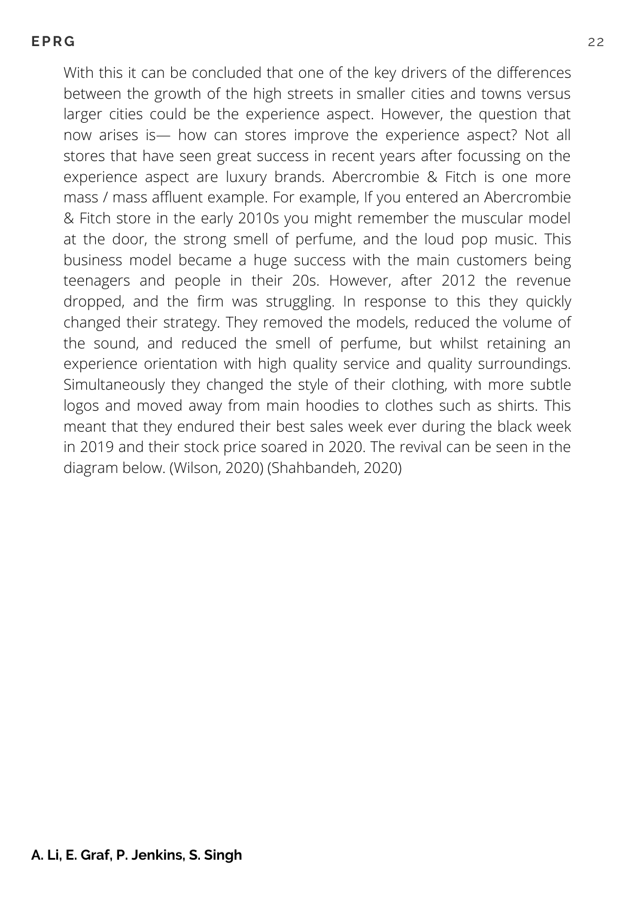With this it can be concluded that one of the key drivers of the differences between the growth of the high streets in smaller cities and towns versus larger cities could be the experience aspect. However, the question that now arises is— how can stores improve the experience aspect? Not all stores that have seen great success in recent years after focussing on the experience aspect are luxury brands. Abercrombie & Fitch is one more mass / mass affluent example. For example, If you entered an Abercrombie & Fitch store in the early 2010s you might remember the muscular model at the door, the strong smell of perfume, and the loud pop music. This business model became a huge success with the main customers being teenagers and people in their 20s. However, after 2012 the revenue dropped, and the firm was struggling. In response to this they quickly changed their strategy. They removed the models, reduced the volume of the sound, and reduced the smell of perfume, but whilst retaining an experience orientation with high quality service and quality surroundings. Simultaneously they changed the style of their clothing, with more subtle logos and moved away from main hoodies to clothes such as shirts. This meant that they endured their best sales week ever during the black week in 2019 and their stock price soared in 2020. The revival can be seen in the diagram below. (Wilson, 2020) (Shahbandeh, 2020)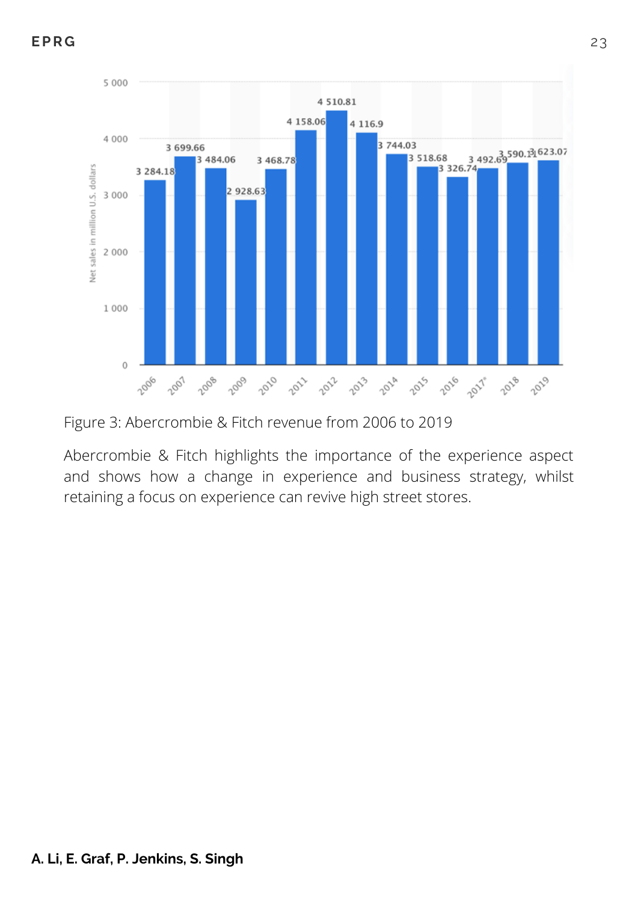Figure 3: Abercrombie & Fitch revenue from 2006 to 2019

Abercrombie & Fitch highlights the importance of the experience aspect and shows how a change in experience and business strategy, whilst retaining a focus on experience can revive high street stores.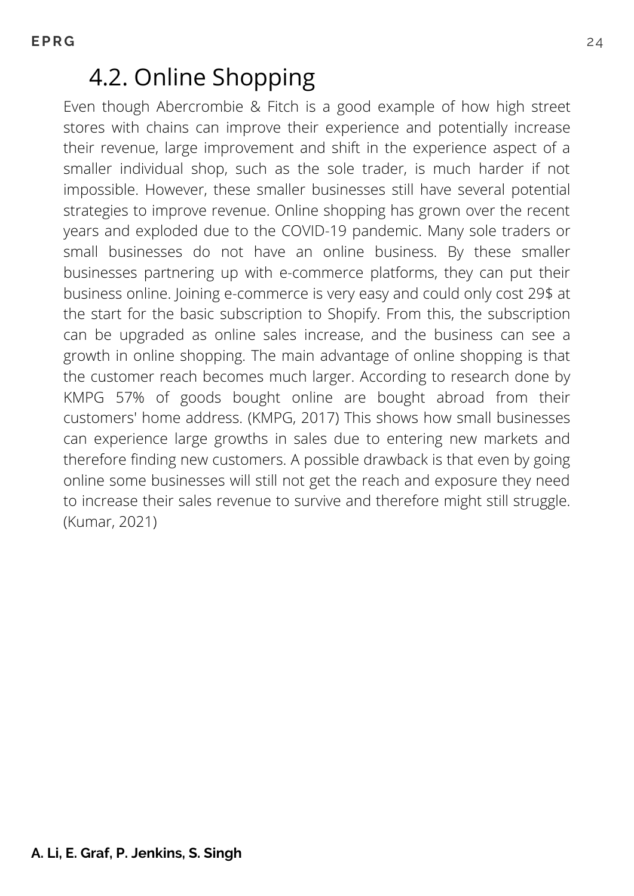## 4.2. Online Shopping

Even though Abercrombie & Fitch is a good example of how high street stores with chains can improve their experience and potentially increase their revenue, large improvement and shift in the experience aspect of a smaller individual shop, such as the sole trader, is much harder if not impossible. However, these smaller businesses still have several potential strategies to improve revenue. Online shopping has grown over the recent years and exploded due to the COVID-19 pandemic. Many sole traders or small businesses do not have an online business. By these smaller businesses partnering up with e-commerce platforms, they can put their business online. Joining e-commerce is very easy and could only cost 29$ at the start for the basic subscription to Shopify. From this, the subscription can be upgraded as online sales increase, and the business can see a growth in online shopping. The main advantage of online shopping is that the customer reach becomes much larger. According to research done by KMPG 57% of goods bought online are bought abroad from their customers' home address. (KMPG, 2017) This shows how small businesses can experience large growths in sales due to entering new markets and therefore finding new customers. A possible drawback is that even by going online some businesses will still not get the reach and exposure they need to increase their sales revenue to survive and therefore might still struggle. (Kumar, 2021)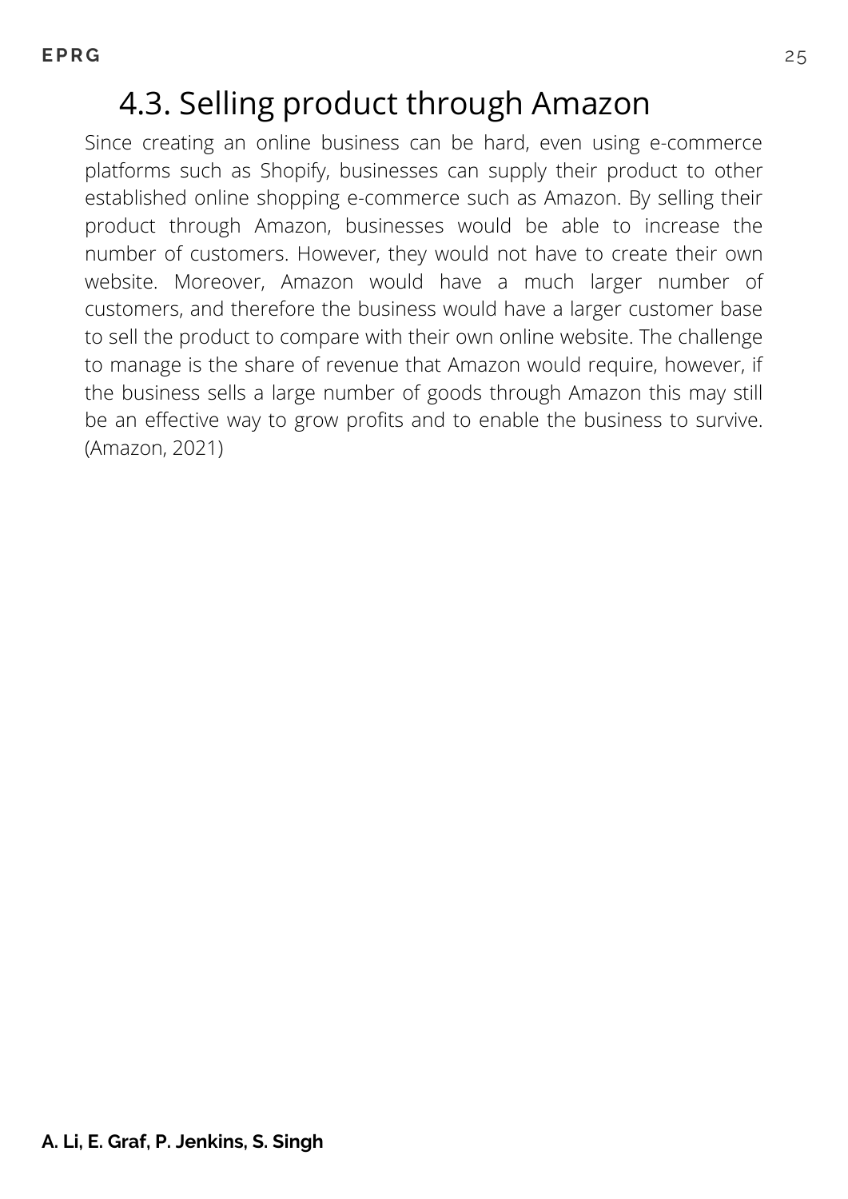## 4.3. Selling product through Amazon

Since creating an online business can be hard, even using e-commerce platforms such as Shopify, businesses can supply their product to other established online shopping e-commerce such as Amazon. By selling their product through Amazon, businesses would be able to increase the number of customers. However, they would not have to create their own website. Moreover, Amazon would have a much larger number of customers, and therefore the business would have a larger customer base to sell the product to compare with their own online website. The challenge to manage is the share of revenue that Amazon would require, however, if the business sells a large number of goods through Amazon this may still be an effective way to grow profits and to enable the business to survive. (Amazon, 2021)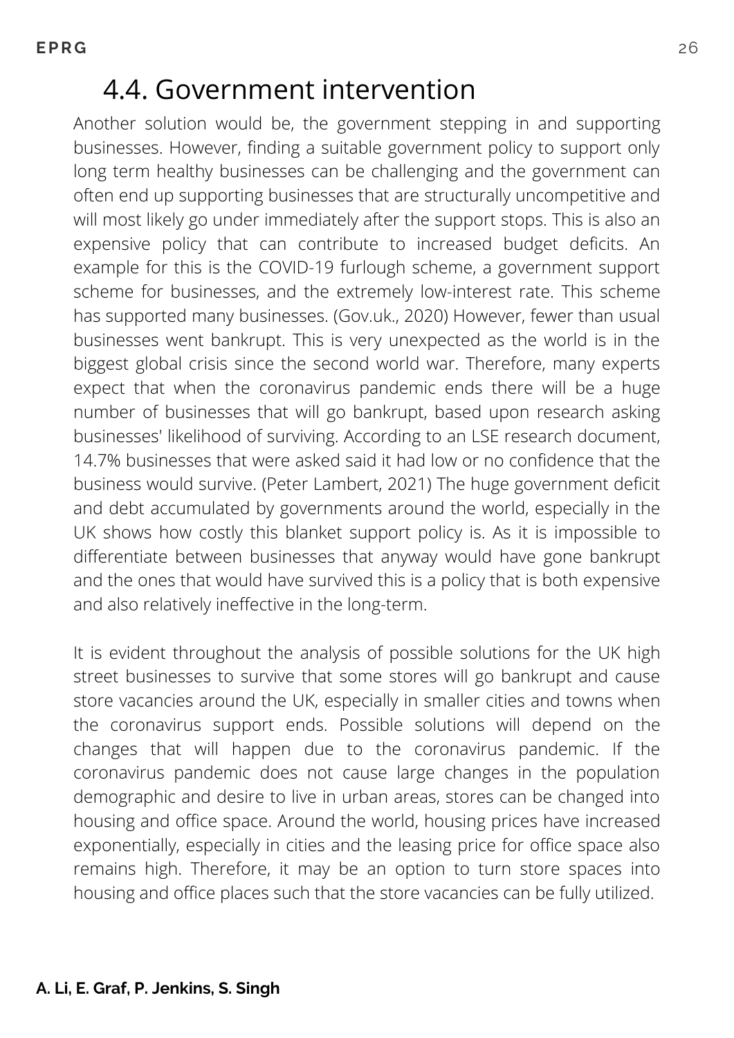## 4.4. Government intervention

Another solution would be, the government stepping in and supporting businesses. However, finding a suitable government policy to support only long term healthy businesses can be challenging and the government can often end up supporting businesses that are structurally uncompetitive and will most likely go under immediately after the support stops. This is also an expensive policy that can contribute to increased budget deficits. An example for this is the COVID-19 furlough scheme, a government support scheme for businesses, and the extremely low-interest rate. This scheme has supported many businesses. (Gov.uk., 2020) However, fewer than usual businesses went bankrupt. This is very unexpected as the world is in the biggest global crisis since the second world war. Therefore, many experts expect that when the coronavirus pandemic ends there will be a huge number of businesses that will go bankrupt, based upon research asking businesses' likelihood of surviving. According to an LSE research document, 14.7% businesses that were asked said it had low or no confidence that the business would survive. (Peter Lambert, 2021) The huge government deficit and debt accumulated by governments around the world, especially in the UK shows how costly this blanket support policy is. As it is impossible to differentiate between businesses that anyway would have gone bankrupt and the ones that would have survived this is a policy that is both expensive and also relatively ineffective in the long-term.

It is evident throughout the analysis of possible solutions for the UK high street businesses to survive that some stores will go bankrupt and cause store vacancies around the UK, especially in smaller cities and towns when the coronavirus support ends. Possible solutions will depend on the changes that will happen due to the coronavirus pandemic. If the coronavirus pandemic does not cause large changes in the population demographic and desire to live in urban areas, stores can be changed into housing and office space. Around the world, housing prices have increased exponentially, especially in cities and the leasing price for office space also remains high. Therefore, it may be an option to turn store spaces into housing and office places such that the store vacancies can be fully utilized.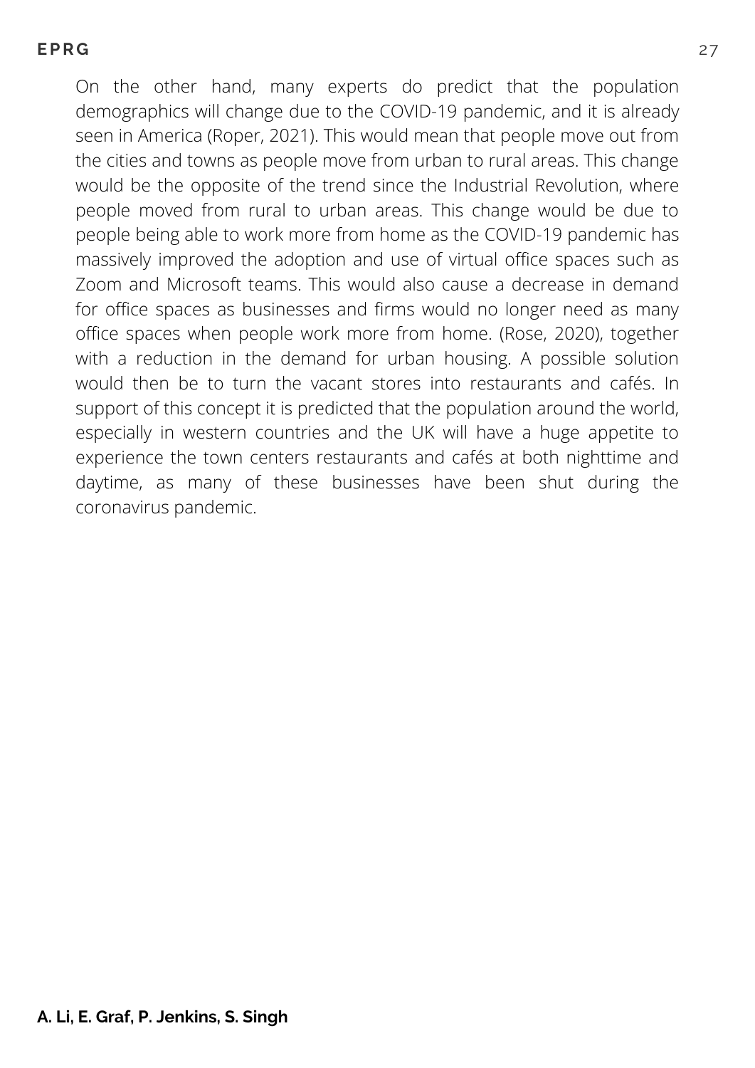On the other hand, many experts do predict that the population demographics will change due to the COVID-19 pandemic, and it is already seen in America (Roper, 2021). This would mean that people move out from the cities and towns as people move from urban to rural areas. This change would be the opposite of the trend since the Industrial Revolution, where people moved from rural to urban areas. This change would be due to people being able to work more from home as the COVID-19 pandemic has massively improved the adoption and use of virtual office spaces such as Zoom and Microsoft teams. This would also cause a decrease in demand for office spaces as businesses and firms would no longer need as many office spaces when people work more from home. (Rose, 2020), together with a reduction in the demand for urban housing. A possible solution would then be to turn the vacant stores into restaurants and cafés. In support of this concept it is predicted that the population around the world, especially in western countries and the UK will have a huge appetite to experience the town centers restaurants and cafés at both nighttime and daytime, as many of these businesses have been shut during the coronavirus pandemic.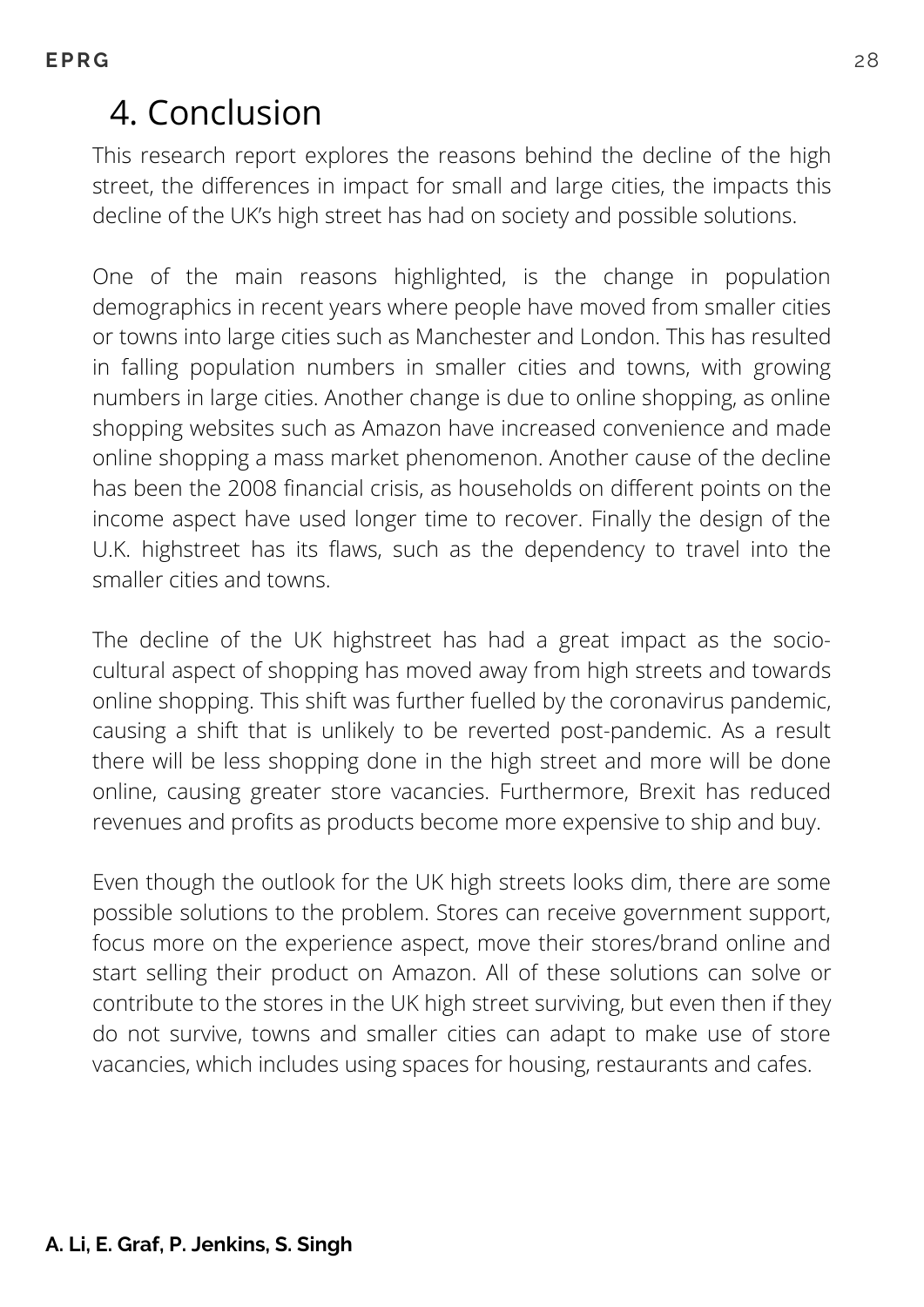# 4. Conclusion

This research report explores the reasons behind the decline of the high street, the differences in impact for small and large cities, the impacts this decline of the UK's high street has had on society and possible solutions.

One of the main reasons highlighted, is the change in population demographics in recent years where people have moved from smaller cities or towns into large cities such as Manchester and London. This has resulted in falling population numbers in smaller cities and towns, with growing numbers in large cities. Another change is due to online shopping, as online shopping websites such as Amazon have increased convenience and made online shopping a mass market phenomenon. Another cause of the decline has been the 2008 financial crisis, as households on different points on the income aspect have used longer time to recover. Finally the design of the U.K. highstreet has its flaws, such as the dependency to travel into the smaller cities and towns.

The decline of the UK highstreet has had a great impact as the socio-cultural aspect of shopping has moved away from high streets and towards online shopping. This shift was further fuelled by the coronavirus pandemic, causing a shift that is unlikely to be reverted post-pandemic. As a result there will be less shopping done in the high street and more will be done online, causing greater store vacancies. Furthermore, Brexit has reduced revenues and profits as products become more expensive to ship and buy.

Even though the outlook for the UK high streets looks dim, there are some possible solutions to the problem. Stores can receive government support, focus more on the experience aspect, move their stores/brand online and start selling their product on Amazon. All of these solutions can solve or contribute to the stores in the UK high street surviving, but even then if they do not survive, towns and smaller cities can adapt to make use of store vacancies, which includes using spaces for housing, restaurants and cafes.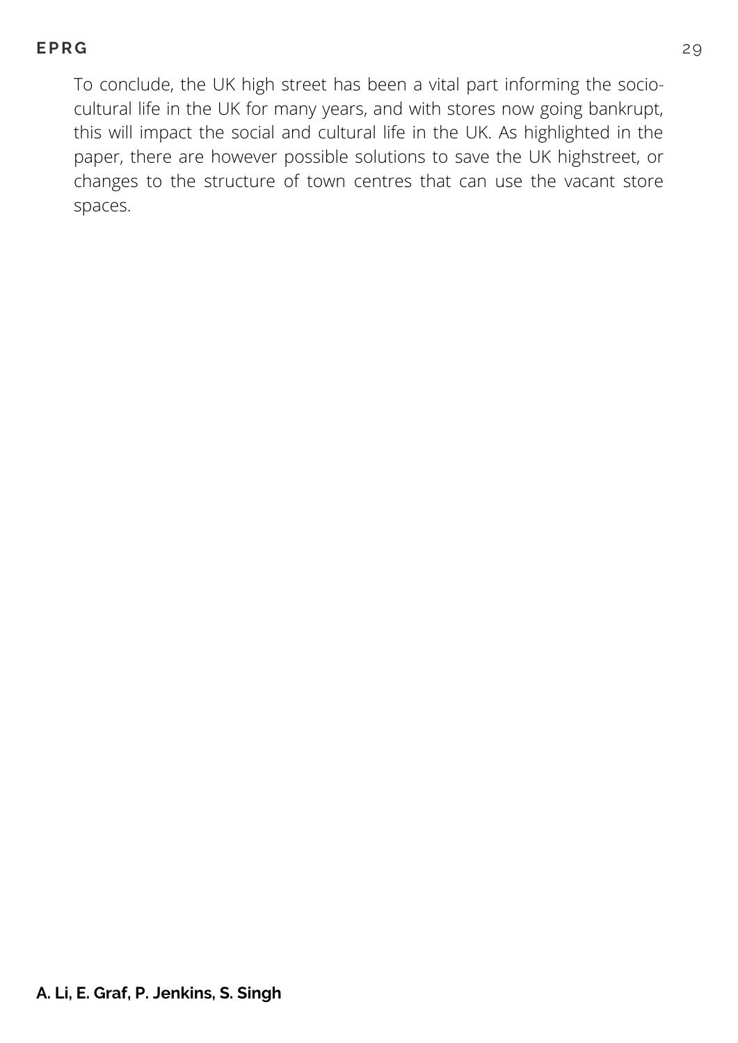To conclude, the UK high street has been a vital part informing the socio-cultural life in the UK for many years, and with stores now going bankrupt, this will impact the social and cultural life in the UK. As highlighted in the paper, there are however possible solutions to save the UK highstreet, or changes to the structure of town centres that can use the vacant store spaces.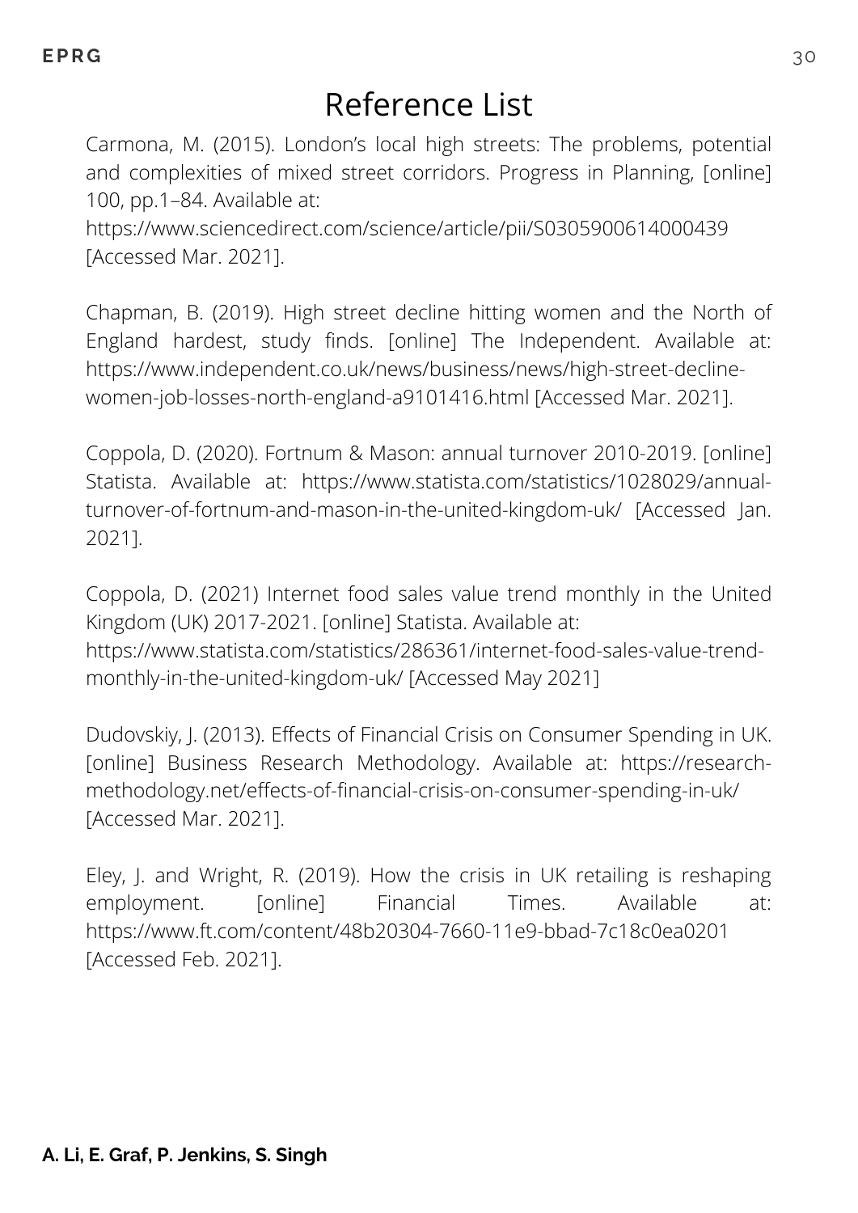# Reference List

Carmona, M. (2015). London's local high streets: The problems, potential and complexities of mixed street corridors. Progress in Planning, [online] 100, pp.1–84. Available at: https://www.sciencedirect.com/science/article/pii/S0305900614000439 [Accessed Mar. 2021].

Chapman, B. (2019). High street decline hitting women and the North of England hardest, study finds. [online] The Independent. Available at: https://www.independent.co.uk/news/business/news/high-street-decline-women-job-losses-north-england-a9101416.html [Accessed Mar. 2021].

Coppola, D. (2020). Fortnum & Mason: annual turnover 2010-2019. [online] Statista. Available at: https://www.statista.com/statistics/1028029/annual-turnover-of-fortnum-and-mason-in-the-united-kingdom-uk/ [Accessed Jan. 2021].

Coppola, D. (2021) Internet food sales value trend monthly in the United Kingdom (UK) 2017-2021. [online] Statista. Available at: https://www.statista.com/statistics/286361/internet-food-sales-value-trend-monthly-in-the-united-kingdom-uk/ [Accessed May 2021]

Dudovskiy, J. (2013). Effects of Financial Crisis on Consumer Spending in UK. [online] Business Research Methodology. Available at: https://research-methodology.net/effects-of-financial-crisis-on-consumer-spending-in-uk/ [Accessed Mar. 2021].

Eley, J. and Wright, R. (2019). How the crisis in UK retailing is reshaping employment. [online] Financial Times. Available at: https://www.ft.com/content/48b20304-7660-11e9-bbad-7c18c0ea0201 [Accessed Feb. 2021].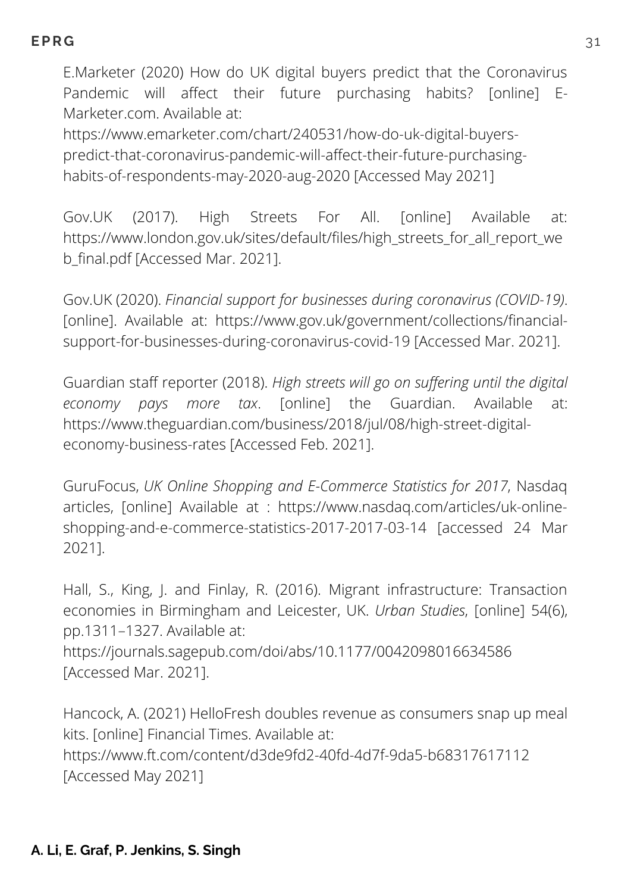E.Marketer (2020) How do UK digital buyers predict that the Coronavirus Pandemic will affect their future purchasing habits? [online] E-Marketer.com. Available at: https://www.emarketer.com/chart/240531/how-do-uk-digital-buyers-predict-that-coronavirus-pandemic-will-affect-their-future-purchasing-habits-of-respondents-may-2020-aug-2020 [Accessed May 2021]

Gov.UK (2017). High Streets For All. [online] Available at: https://www.london.gov.uk/sites/default/files/high_streets_for_all_report_web_final.pdf [Accessed Mar. 2021].

Gov.UK (2020). *Financial support for businesses during coronavirus (COVID-19)*. [online]. Available at: https://www.gov.uk/government/collections/financial-support-for-businesses-during-coronavirus-covid-19 [Accessed Mar. 2021].

Guardian staff reporter (2018). *High streets will go on suffering until the digital economy pays more tax*. [online] the Guardian. Available at: https://www.theguardian.com/business/2018/jul/08/high-street-digital-economy-business-rates [Accessed Feb. 2021].

GuruFocus, *UK Online Shopping and E-Commerce Statistics for 2017*, Nasdaq articles, [online] Available at : https://www.nasdaq.com/articles/uk-online-shopping-and-e-commerce-statistics-2017-2017-03-14 [accessed 24 Mar 2021].

Hall, S., King, J. and Finlay, R. (2016). Migrant infrastructure: Transaction economies in Birmingham and Leicester, UK. *Urban Studies*, [online] 54(6), pp.1311–1327. Available at: https://journals.sagepub.com/doi/abs/10.1177/0042098016634586 [Accessed Mar. 2021].

Hancock, A. (2021) HelloFresh doubles revenue as consumers snap up meal kits. [online] Financial Times. Available at: https://www.ft.com/content/d3de9fd2-40fd-4d7f-9da5-b68317617112 [Accessed May 2021]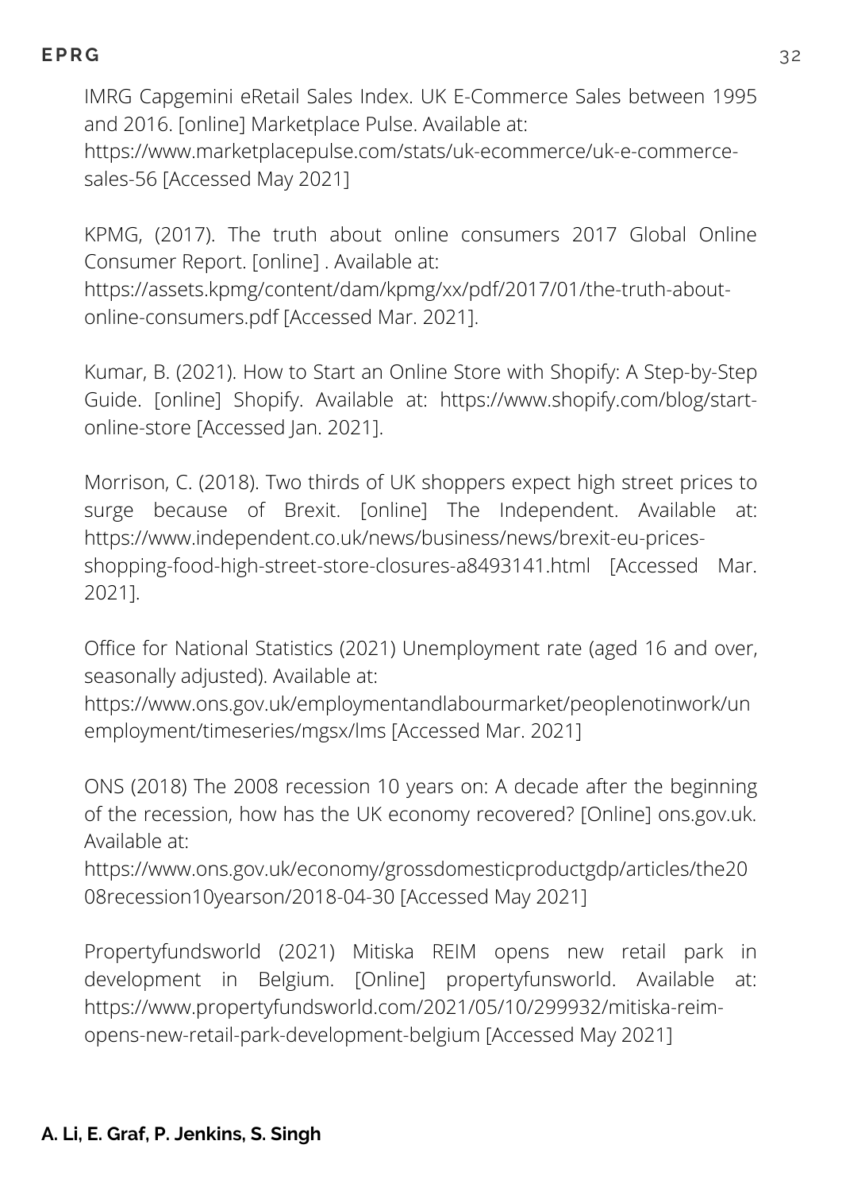IMRG Capgemini eRetail Sales Index. UK E-Commerce Sales between 1995 and 2016. [online] Marketplace Pulse. Available at: https://www.marketplacepulse.com/stats/uk-ecommerce/uk-e-commerce-sales-56 [Accessed May 2021]

KPMG, (2017). The truth about online consumers 2017 Global Online Consumer Report. [online] . Available at: https://assets.kpmg/content/dam/kpmg/xx/pdf/2017/01/the-truth-about-online-consumers.pdf [Accessed Mar. 2021].

Kumar, B. (2021). How to Start an Online Store with Shopify: A Step-by-Step Guide. [online] Shopify. Available at: https://www.shopify.com/blog/start-online-store [Accessed Jan. 2021].

Morrison, C. (2018). Two thirds of UK shoppers expect high street prices to surge because of Brexit. [online] The Independent. Available at: https://www.independent.co.uk/news/business/news/brexit-eu-prices-shopping-food-high-street-store-closures-a8493141.html [Accessed Mar. 2021].

Office for National Statistics (2021) Unemployment rate (aged 16 and over, seasonally adjusted). Available at: https://www.ons.gov.uk/employmentandlabourmarket/peoplenotinwork/unemployment/timeseries/mgsx/lms [Accessed Mar. 2021]

ONS (2018) The 2008 recession 10 years on: A decade after the beginning of the recession, how has the UK economy recovered? [Online] ons.gov.uk. Available at: https://www.ons.gov.uk/economy/grossdomesticproductgdp/articles/the2008recession10yearson/2018-04-30 [Accessed May 2021]

Propertyfundsworld (2021) Mitiska REIM opens new retail park in development in Belgium. [Online] propertyfunsworld. Available at: https://www.propertyfundsworld.com/2021/05/10/299932/mitiska-reim-opens-new-retail-park-development-belgium [Accessed May 2021]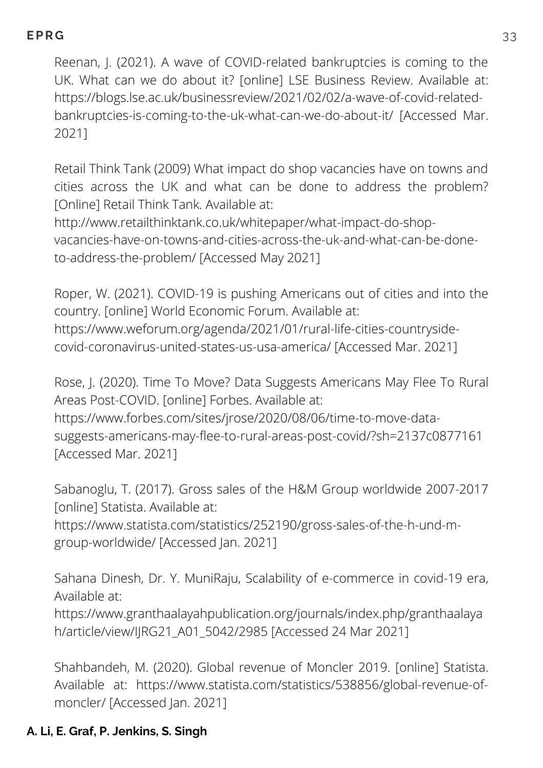Reenan, J. (2021). A wave of COVID-related bankruptcies is coming to the UK. What can we do about it? [online] LSE Business Review. Available at: https://blogs.lse.ac.uk/businessreview/2021/02/02/a-wave-of-covid-related-bankruptcies-is-coming-to-the-uk-what-can-we-do-about-it/ [Accessed Mar. 2021]

Retail Think Tank (2009) What impact do shop vacancies have on towns and cities across the UK and what can be done to address the problem? [Online] Retail Think Tank. Available at: http://www.retailthinktank.co.uk/whitepaper/what-impact-do-shop-vacancies-have-on-towns-and-cities-across-the-uk-and-what-can-be-done-to-address-the-problem/ [Accessed May 2021]

Roper, W. (2021). COVID-19 is pushing Americans out of cities and into the country. [online] World Economic Forum. Available at: https://www.weforum.org/agenda/2021/01/rural-life-cities-countryside-covid-coronavirus-united-states-us-usa-america/ [Accessed Mar. 2021]

Rose, J. (2020). Time To Move? Data Suggests Americans May Flee To Rural Areas Post-COVID. [online] Forbes. Available at: https://www.forbes.com/sites/jrose/2020/08/06/time-to-move-data-suggests-americans-may-flee-to-rural-areas-post-covid/?sh=2137c0877161 [Accessed Mar. 2021]

Sabanoglu, T. (2017). Gross sales of the H&M Group worldwide 2007-2017 [online] Statista. Available at: https://www.statista.com/statistics/252190/gross-sales-of-the-h-und-m-group-worldwide/ [Accessed Jan. 2021]

Sahana Dinesh, Dr. Y. MuniRaju, Scalability of e-commerce in covid-19 era, Available at: https://www.granthaalayahpublication.org/journals/index.php/granthaalayah/article/view/IJRG21_A01_5042/2985 [Accessed 24 Mar 2021]

Shahbandeh, M. (2020). Global revenue of Moncler 2019. [online] Statista. Available at: https://www.statista.com/statistics/538856/global-revenue-of-moncler/ [Accessed Jan. 2021]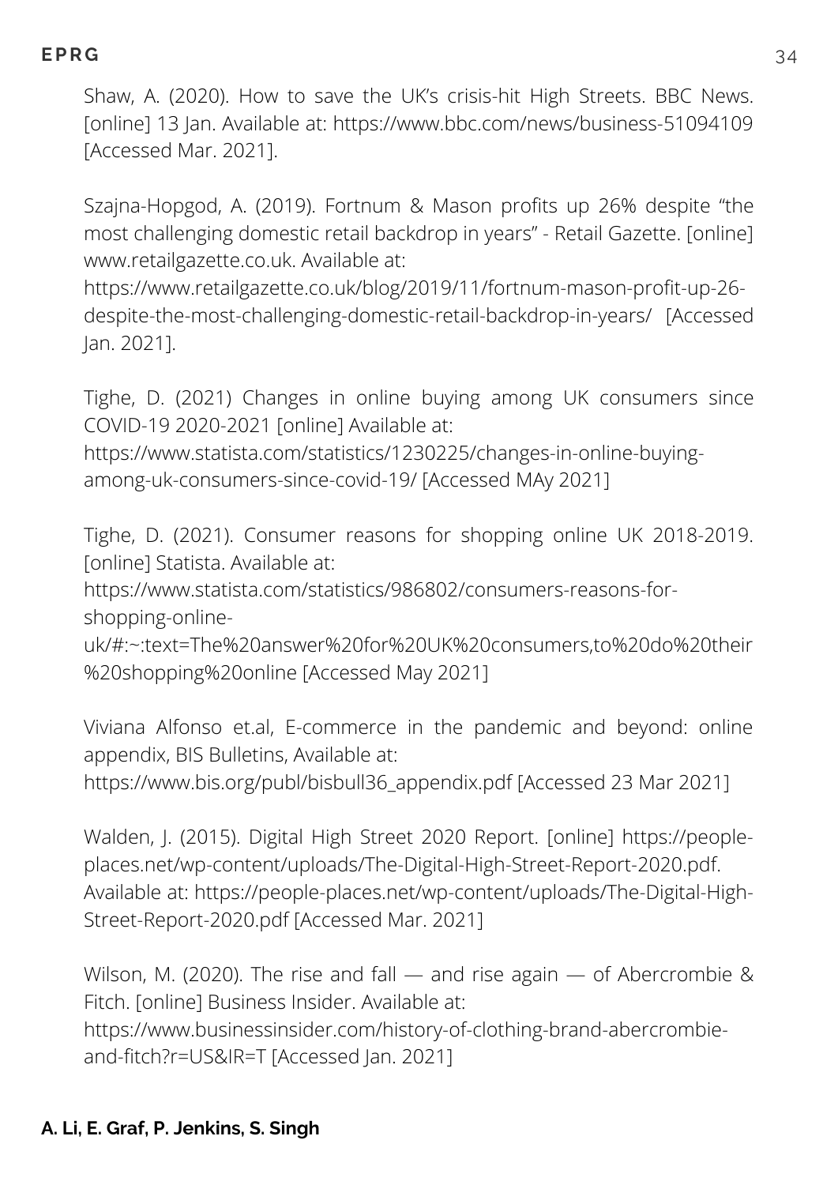Shaw, A. (2020). How to save the UK's crisis-hit High Streets. BBC News. [online] 13 Jan. Available at: https://www.bbc.com/news/business-51094109 [Accessed Mar. 2021].

Szajna-Hopgod, A. (2019). Fortnum & Mason profits up 26% despite "the most challenging domestic retail backdrop in years" - Retail Gazette. [online] www.retailgazette.co.uk. Available at: https://www.retailgazette.co.uk/blog/2019/11/fortnum-mason-profit-up-26-despite-the-most-challenging-domestic-retail-backdrop-in-years/ [Accessed Jan. 2021].

Tighe, D. (2021) Changes in online buying among UK consumers since COVID-19 2020-2021 [online] Available at: https://www.statista.com/statistics/1230225/changes-in-online-buying-among-uk-consumers-since-covid-19/ [Accessed MAy 2021]

Tighe, D. (2021). Consumer reasons for shopping online UK 2018-2019. [online] Statista. Available at: https://www.statista.com/statistics/986802/consumers-reasons-for-shopping-online-uk/#:~:text=The%20answer%20for%20UK%20consumers,to%20do%20their%20shopping%20online [Accessed May 2021]

Viviana Alfonso et.al, E-commerce in the pandemic and beyond: online appendix, BIS Bulletins, Available at: https://www.bis.org/publ/bisbull36_appendix.pdf [Accessed 23 Mar 2021]

Walden, J. (2015). Digital High Street 2020 Report. [online] https://people-places.net/wp-content/uploads/The-Digital-High-Street-Report-2020.pdf. Available at: https://people-places.net/wp-content/uploads/The-Digital-High-Street-Report-2020.pdf [Accessed Mar. 2021]

Wilson, M. (2020). The rise and fall — and rise again — of Abercrombie & Fitch. [online] Business Insider. Available at: https://www.businessinsider.com/history-of-clothing-brand-abercrombie-and-fitch?r=US&IR=T [Accessed Jan. 2021]